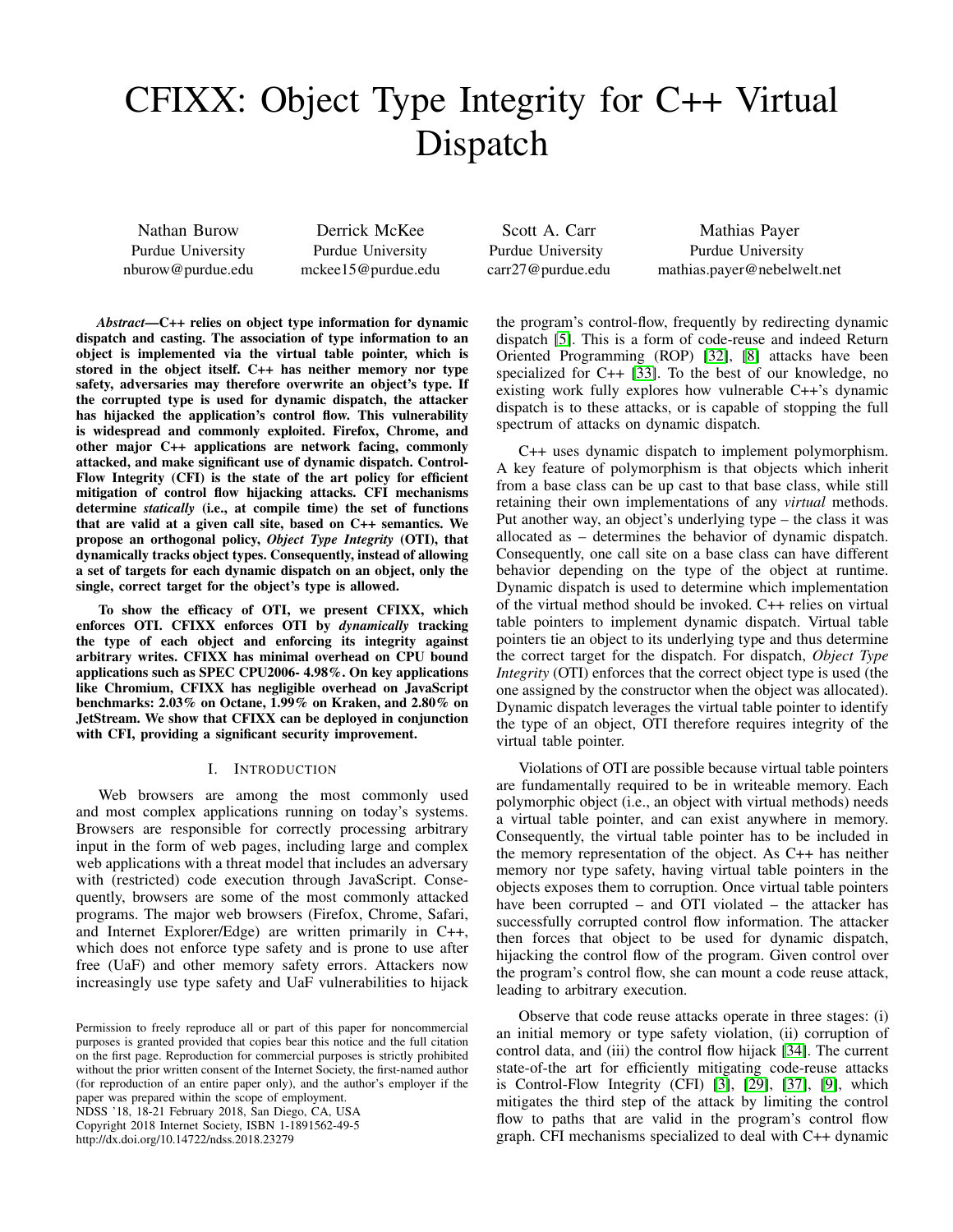# CFIXX: Object Type Integrity for C++ Virtual Dispatch

Nathan Burow
Purdue University
nburow@purdue.edu

Derrick McKee
Purdue University
mckee15@purdue.edu

Scott A. Carr
Purdue University
carr27@purdue.edu

Mathias Payer
Purdue University
mathias.payer@nebelwelt.net

***Abstract*—C++ relies on object type information for dynamic dispatch and casting. The association of type information to an object is implemented via the virtual table pointer, which is stored in the object itself. C++ has neither memory nor type safety, adversaries may therefore overwrite an object's type. If the corrupted type is used for dynamic dispatch, the attacker has hijacked the application's control flow. This vulnerability is widespread and commonly exploited. Firefox, Chrome, and other major C++ applications are network facing, commonly attacked, and make significant use of dynamic dispatch. Control-Flow Integrity (CFI) is the state of the art policy for efficient mitigation of control flow hijacking attacks. CFI mechanisms determine *statically* (i.e., at compile time) the set of functions that are valid at a given call site, based on C++ semantics. We propose an orthogonal policy, *Object Type Integrity* (OTI), that dynamically tracks object types. Consequently, instead of allowing a set of targets for each dynamic dispatch on an object, only the single, correct target for the object's type is allowed.**

**To show the efficacy of OTI, we present CFIXX, which enforces OTI. CFIXX enforces OTI by *dynamically* tracking the type of each object and enforcing its integrity against arbitrary writes. CFIXX has minimal overhead on CPU bound applications such as SPEC CPU2006- 4.98%. On key applications like Chromium, CFIXX has negligible overhead on JavaScript benchmarks: 2.03% on Octane, 1.99% on Kraken, and 2.80% on JetStream. We show that CFIXX can be deployed in conjunction with CFI, providing a significant security improvement.**

## I. Introduction

Web browsers are among the most commonly used and most complex applications running on today's systems. Browsers are responsible for correctly processing arbitrary input in the form of web pages, including large and complex web applications with a threat model that includes an adversary with (restricted) code execution through JavaScript. Consequently, browsers are some of the most commonly attacked programs. The major web browsers (Firefox, Chrome, Safari, and Internet Explorer/Edge) are written primarily in C++, which does not enforce type safety and is prone to use after free (UaF) and other memory safety errors. Attackers now increasingly use type safety and UaF vulnerabilities to hijack the program's control-flow, frequently by redirecting dynamic dispatch [5]. This is a form of code-reuse and indeed Return Oriented Programming (ROP) [32], [8] attacks have been specialized for C++ [33]. To the best of our knowledge, no existing work fully explores how vulnerable C++'s dynamic dispatch is to these attacks, or is capable of stopping the full spectrum of attacks on dynamic dispatch.

C++ uses dynamic dispatch to implement polymorphism. A key feature of polymorphism is that objects which inherit from a base class can be up cast to that base class, while still retaining their own implementations of any *virtual* methods. Put another way, an object's underlying type – the class it was allocated as – determines the behavior of dynamic dispatch. Consequently, one call site on a base class can have different behavior depending on the type of the object at runtime. Dynamic dispatch is used to determine which implementation of the virtual method should be invoked. C++ relies on virtual table pointers to implement dynamic dispatch. Virtual table pointers tie an object to its underlying type and thus determine the correct target for the dispatch. For dispatch, *Object Type Integrity* (OTI) enforces that the correct object type is used (the one assigned by the constructor when the object was allocated). Dynamic dispatch leverages the virtual table pointer to identify the type of an object, OTI therefore requires integrity of the virtual table pointer.

Violations of OTI are possible because virtual table pointers are fundamentally required to be in writeable memory. Each polymorphic object (i.e., an object with virtual methods) needs a virtual table pointer, and can exist anywhere in memory. Consequently, the virtual table pointer has to be included in the memory representation of the object. As C++ has neither memory nor type safety, having virtual table pointers in the objects exposes them to corruption. Once virtual table pointers have been corrupted – and OTI violated – the attacker has successfully corrupted control flow information. The attacker then forces that object to be used for dynamic dispatch, hijacking the control flow of the program. Given control over the program's control flow, she can mount a code reuse attack, leading to arbitrary execution.

Observe that code reuse attacks operate in three stages: (i) an initial memory or type safety violation, (ii) corruption of control data, and (iii) the control flow hijack [34]. The current state-of-the art for efficiently mitigating code-reuse attacks is Control-Flow Integrity (CFI) [3], [29], [37], [9], which mitigates the third step of the attack by limiting the control flow to paths that are valid in the program's control flow graph. CFI mechanisms specialized to deal with C++ dynamic

Permission to freely reproduce all or part of this paper for noncommercial purposes is granted provided that copies bear this notice and the full citation on the first page. Reproduction for commercial purposes is strictly prohibited without the prior written consent of the Internet Society, the first-named author (for reproduction of an entire paper only), and the author's employer if the paper was prepared within the scope of employment.
NDSS '18, 18-21 February 2018, San Diego, CA, USA
Copyright 2018 Internet Society, ISBN 1-1891562-49-5
http://dx.doi.org/10.14722/ndss.2018.23279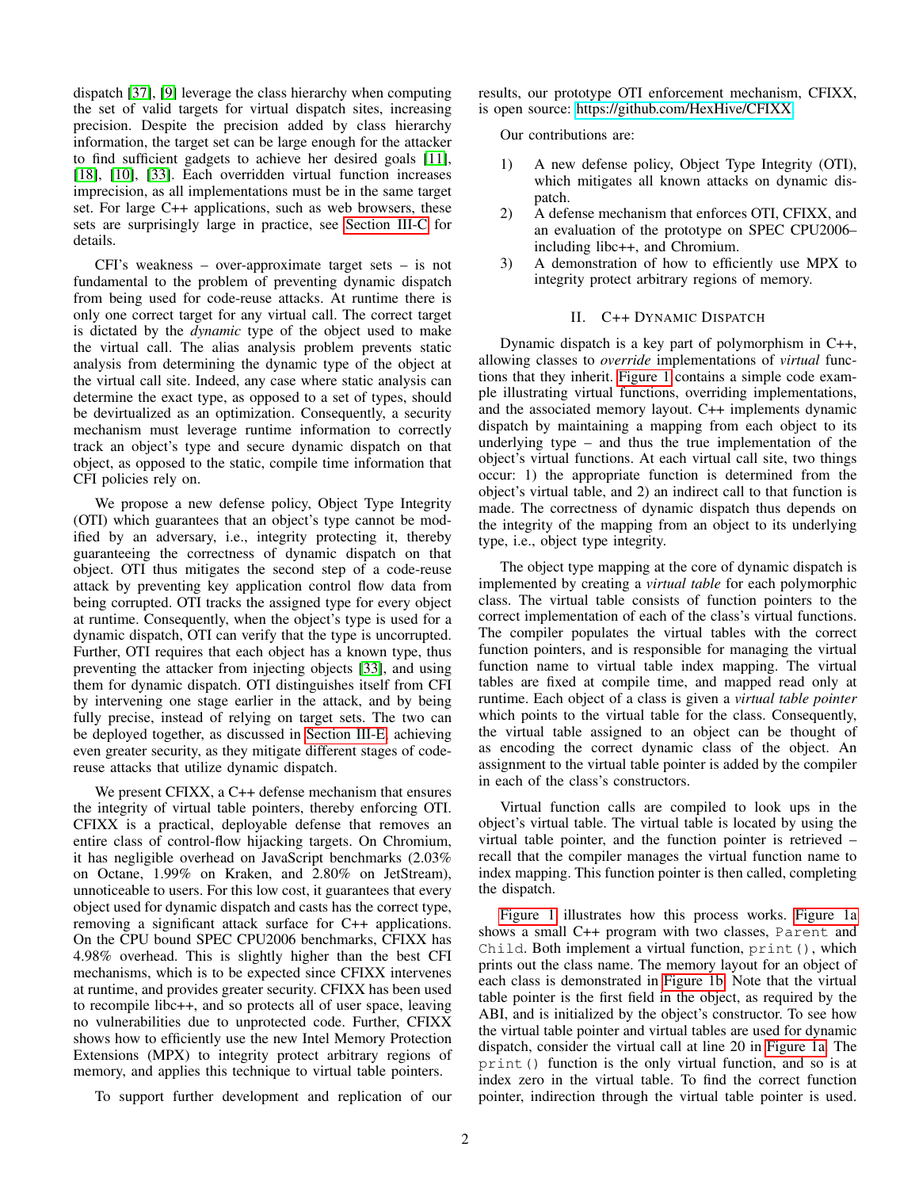dispatch [37], [9] leverage the class hierarchy when computing the set of valid targets for virtual dispatch sites, increasing precision. Despite the precision added by class hierarchy information, the target set can be large enough for the attacker to find sufficient gadgets to achieve her desired goals [11], [18], [10], [33]. Each overridden virtual function increases imprecision, as all implementations must be in the same target set. For large C++ applications, such as web browsers, these sets are surprisingly large in practice, see Section III-C for details.

CFI's weakness – over-approximate target sets – is not fundamental to the problem of preventing dynamic dispatch from being used for code-reuse attacks. At runtime there is only one correct target for any virtual call. The correct target is dictated by the *dynamic* type of the object used to make the virtual call. The alias analysis problem prevents static analysis from determining the dynamic type of the object at the virtual call site. Indeed, any case where static analysis can determine the exact type, as opposed to a set of types, should be devirtualized as an optimization. Consequently, a security mechanism must leverage runtime information to correctly track an object's type and secure dynamic dispatch on that object, as opposed to the static, compile time information that CFI policies rely on.

We propose a new defense policy, Object Type Integrity (OTI) which guarantees that an object's type cannot be modified by an adversary, i.e., integrity protecting it, thereby guaranteeing the correctness of dynamic dispatch on that object. OTI thus mitigates the second step of a code-reuse attack by preventing key application control flow data from being corrupted. OTI tracks the assigned type for every object at runtime. Consequently, when the object's type is used for a dynamic dispatch, OTI can verify that the type is uncorrupted. Further, OTI requires that each object has a known type, thus preventing the attacker from injecting objects [33], and using them for dynamic dispatch. OTI distinguishes itself from CFI by intervening one stage earlier in the attack, and by being fully precise, instead of relying on target sets. The two can be deployed together, as discussed in Section III-E, achieving even greater security, as they mitigate different stages of code-reuse attacks that utilize dynamic dispatch.

We present CFIXX, a C++ defense mechanism that ensures the integrity of virtual table pointers, thereby enforcing OTI. CFIXX is a practical, deployable defense that removes an entire class of control-flow hijacking targets. On Chromium, it has negligible overhead on JavaScript benchmarks (2.03% on Octane, 1.99% on Kraken, and 2.80% on JetStream), unnoticeable to users. For this low cost, it guarantees that every object used for dynamic dispatch and casts has the correct type, removing a significant attack surface for C++ applications. On the CPU bound SPEC CPU2006 benchmarks, CFIXX has 4.98% overhead. This is slightly higher than the best CFI mechanisms, which is to be expected since CFIXX intervenes at runtime, and provides greater security. CFIXX has been used to recompile libc++, and so protects all of user space, leaving no vulnerabilities due to unprotected code. Further, CFIXX shows how to efficiently use the new Intel Memory Protection Extensions (MPX) to integrity protect arbitrary regions of memory, and applies this technique to virtual table pointers.

To support further development and replication of our results, our prototype OTI enforcement mechanism, CFIXX, is open source: https://github.com/HexHive/CFIXX

Our contributions are:

1) A new defense policy, Object Type Integrity (OTI), which mitigates all known attacks on dynamic dispatch.
2) A defense mechanism that enforces OTI, CFIXX, and an evaluation of the prototype on SPEC CPU2006–including libc++, and Chromium.
3) A demonstration of how to efficiently use MPX to integrity protect arbitrary regions of memory.

## II. C++ Dynamic Dispatch

Dynamic dispatch is a key part of polymorphism in C++, allowing classes to *override* implementations of *virtual* functions that they inherit. Figure 1 contains a simple code example illustrating virtual functions, overriding implementations, and the associated memory layout. C++ implements dynamic dispatch by maintaining a mapping from each object to its underlying type – and thus the true implementation of the object's virtual functions. At each virtual call site, two things occur: 1) the appropriate function is determined from the object's virtual table, and 2) an indirect call to that function is made. The correctness of dynamic dispatch thus depends on the integrity of the mapping from an object to its underlying type, i.e., object type integrity.

The object type mapping at the core of dynamic dispatch is implemented by creating a *virtual table* for each polymorphic class. The virtual table consists of function pointers to the correct implementation of each of the class's virtual functions. The compiler populates the virtual tables with the correct function pointers, and is responsible for managing the virtual function name to virtual table index mapping. The virtual tables are fixed at compile time, and mapped read only at runtime. Each object of a class is given a *virtual table pointer* which points to the virtual table for the class. Consequently, the virtual table assigned to an object can be thought of as encoding the correct dynamic class of the object. An assignment to the virtual table pointer is added by the compiler in each of the class's constructors.

Virtual function calls are compiled to look ups in the object's virtual table. The virtual table is located by using the virtual table pointer, and the function pointer is retrieved – recall that the compiler manages the virtual function name to index mapping. This function pointer is then called, completing the dispatch.

Figure 1 illustrates how this process works. Figure 1a shows a small C++ program with two classes, `Parent` and `Child`. Both implement a virtual function, `print()`, which prints out the class name. The memory layout for an object of each class is demonstrated in Figure 1b. Note that the virtual table pointer is the first field in the object, as required by the ABI, and is initialized by the object's constructor. To see how the virtual table pointer and virtual tables are used for dynamic dispatch, consider the virtual call at line 20 in Figure 1a. The `print()` function is the only virtual function, and so is at index zero in the virtual table. To find the correct function pointer, indirection through the virtual table pointer is used.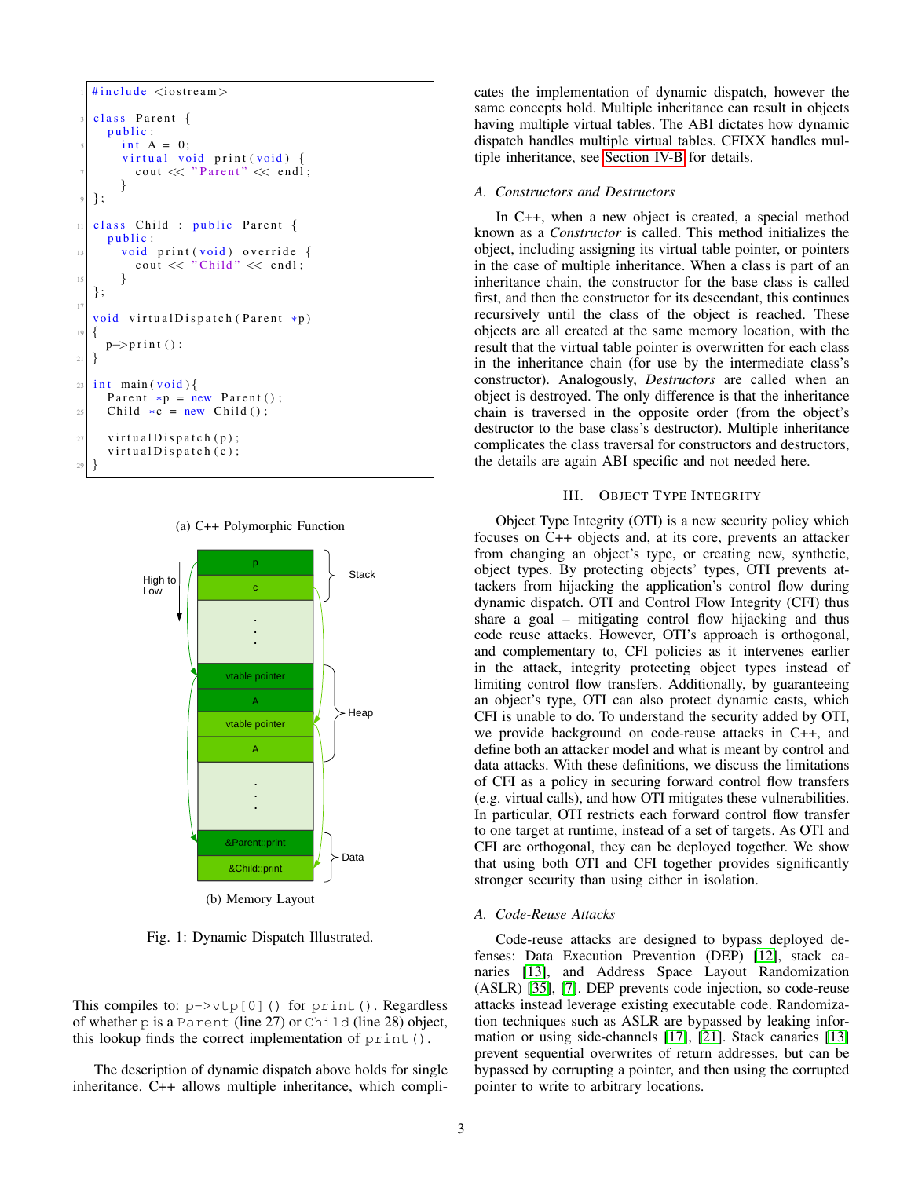```cpp
#include <iostream>

class Parent {
  public:
    int A = 0;
    virtual void print(void) {
      cout << "Parent" << endl;
    }
};

class Child : public Parent {
  public:
    void print(void) override {
      cout << "Child" << endl;
    }
};

void virtualDispatch(Parent *p)
{
  p->print();
}

int main(void){
  Parent *p = new Parent();
  Child *c = new Child();

  virtualDispatch(p);
  virtualDispatch(c);
}
```

(a) C++ Polymorphic Function

(b) Memory Layout

Fig. 1: Dynamic Dispatch Illustrated.

This compiles to: `p->vtp[0]()` for `print()`. Regardless of whether `p` is a `Parent` (line 27) or `Child` (line 28) object, this lookup finds the correct implementation of `print()`.

The description of dynamic dispatch above holds for single inheritance. C++ allows multiple inheritance, which complicates the implementation of dynamic dispatch, however the same concepts hold. Multiple inheritance can result in objects having multiple virtual tables. The ABI dictates how dynamic dispatch handles multiple virtual tables. CFIXX handles multiple inheritance, see Section IV-B for details.

### A. Constructors and Destructors

In C++, when a new object is created, a special method known as a *Constructor* is called. This method initializes the object, including assigning its virtual table pointer, or pointers in the case of multiple inheritance. When a class is part of an inheritance chain, the constructor for the base class is called first, and then the constructor for its descendant, this continues recursively until the class of the object is reached. These objects are all created at the same memory location, with the result that the virtual table pointer is overwritten for each class in the inheritance chain (for use by the intermediate class's constructor). Analogously, *Destructors* are called when an object is destroyed. The only difference is that the inheritance chain is traversed in the opposite order (from the object's destructor to the base class's destructor). Multiple inheritance complicates the class traversal for constructors and destructors, the details are again ABI specific and not needed here.

## III. Object Type Integrity

Object Type Integrity (OTI) is a new security policy which focuses on C++ objects and, at its core, prevents an attacker from changing an object's type, or creating new, synthetic, object types. By protecting objects' types, OTI prevents attackers from hijacking the application's control flow during dynamic dispatch. OTI and Control Flow Integrity (CFI) thus share a goal – mitigating control flow hijacking and thus code reuse attacks. However, OTI's approach is orthogonal, and complementary to, CFI policies as it intervenes earlier in the attack, integrity protecting object types instead of limiting control flow transfers. Additionally, by guaranteeing an object's type, OTI can also protect dynamic casts, which CFI is unable to do. To understand the security added by OTI, we provide background on code-reuse attacks in C++, and define both an attacker model and what is meant by control and data attacks. With these definitions, we discuss the limitations of CFI as a policy in securing forward control flow transfers (e.g. virtual calls), and how OTI mitigates these vulnerabilities. In particular, OTI restricts each forward control flow transfer to one target at runtime, instead of a set of targets. As OTI and CFI are orthogonal, they can be deployed together. We show that using both OTI and CFI together provides significantly stronger security than using either in isolation.

### A. Code-Reuse Attacks

Code-reuse attacks are designed to bypass deployed defenses: Data Execution Prevention (DEP) [12], stack canaries [13], and Address Space Layout Randomization (ASLR) [35], [7]. DEP prevents code injection, so code-reuse attacks instead leverage existing executable code. Randomization techniques such as ASLR are bypassed by leaking information or using side-channels [17], [21]. Stack canaries [13] prevent sequential overwrites of return addresses, but can be bypassed by corrupting a pointer, and then using the corrupted pointer to write to arbitrary locations.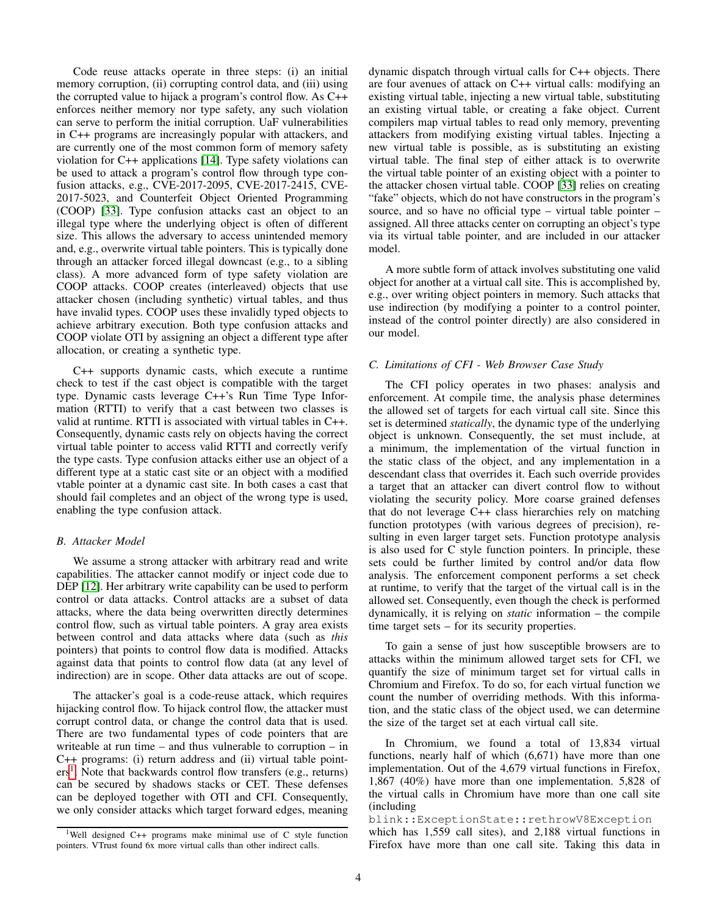Code reuse attacks operate in three steps: (i) an initial memory corruption, (ii) corrupting control data, and (iii) using the corrupted value to hijack a program's control flow. As C++ enforces neither memory nor type safety, any such violation can serve to perform the initial corruption. UaF vulnerabilities in C++ programs are increasingly popular with attackers, and are currently one of the most common form of memory safety violation for C++ applications [14]. Type safety violations can be used to attack a program's control flow through type confusion attacks, e.g., CVE-2017-2095, CVE-2017-2415, CVE-2017-5023, and Counterfeit Object Oriented Programming (COOP) [33]. Type confusion attacks cast an object to an illegal type where the underlying object is often of different size. This allows the adversary to access unintended memory and, e.g., overwrite virtual table pointers. This is typically done through an attacker forced illegal downcast (e.g., to a sibling class). A more advanced form of type safety violation are COOP attacks. COOP creates (interleaved) objects that use attacker chosen (including synthetic) virtual tables, and thus have invalid types. COOP uses these invalidly typed objects to achieve arbitrary execution. Both type confusion attacks and COOP violate OTI by assigning an object a different type after allocation, or creating a synthetic type.

C++ supports dynamic casts, which execute a runtime check to test if the cast object is compatible with the target type. Dynamic casts leverage C++'s Run Time Type Information (RTTI) to verify that a cast between two classes is valid at runtime. RTTI is associated with virtual tables in C++. Consequently, dynamic casts rely on objects having the correct virtual table pointer to access valid RTTI and correctly verify the type casts. Type confusion attacks either use an object of a different type at a static cast site or an object with a modified vtable pointer at a dynamic cast site. In both cases a cast that should fail completes and an object of the wrong type is used, enabling the type confusion attack.

### B. Attacker Model

We assume a strong attacker with arbitrary read and write capabilities. The attacker cannot modify or inject code due to DEP [12]. Her arbitrary write capability can be used to perform control or data attacks. Control attacks are a subset of data attacks, where the data being overwritten directly determines control flow, such as virtual table pointers. A gray area exists between control and data attacks where data (such as *this* pointers) that points to control flow data is modified. Attacks against data that points to control flow data (at any level of indirection) are in scope. Other data attacks are out of scope.

The attacker's goal is a code-reuse attack, which requires hijacking control flow. To hijack control flow, the attacker must corrupt control data, or change the control data that is used. There are two fundamental types of code pointers that are writeable at run time – and thus vulnerable to corruption – in C++ programs: (i) return address and (ii) virtual table pointers[1]. Note that backwards control flow transfers (e.g., returns) can be secured by shadows stacks or CET. These defenses can be deployed together with OTI and CFI. Consequently, we only consider attacks which target forward edges, meaning dynamic dispatch through virtual calls for C++ objects. There are four avenues of attack on C++ virtual calls: modifying an existing virtual table, injecting a new virtual table, substituting an existing virtual table, or creating a fake object. Current compilers map virtual tables to read only memory, preventing attackers from modifying existing virtual tables. Injecting a new virtual table is possible, as is substituting an existing virtual table. The final step of either attack is to overwrite the virtual table pointer of an existing object with a pointer to the attacker chosen virtual table. COOP [33] relies on creating "fake" objects, which do not have constructors in the program's source, and so have no official type – virtual table pointer – assigned. All three attacks center on corrupting an object's type via its virtual table pointer, and are included in our attacker model.

A more subtle form of attack involves substituting one valid object for another at a virtual call site. This is accomplished by, e.g., over writing object pointers in memory. Such attacks that use indirection (by modifying a pointer to a control pointer, instead of the control pointer directly) are also considered in our model.

### C. Limitations of CFI - Web Browser Case Study

The CFI policy operates in two phases: analysis and enforcement. At compile time, the analysis phase determines the allowed set of targets for each virtual call site. Since this set is determined *statically*, the dynamic type of the underlying object is unknown. Consequently, the set must include, at a minimum, the implementation of the virtual function in the static class of the object, and any implementation in a descendant class that overrides it. Each such override provides a target that an attacker can divert control flow to without violating the security policy. More coarse grained defenses that do not leverage C++ class hierarchies rely on matching function prototypes (with various degrees of precision), resulting in even larger target sets. Function prototype analysis is also used for C style function pointers. In principle, these sets could be further limited by control and/or data flow analysis. The enforcement component performs a set check at runtime, to verify that the target of the virtual call is in the allowed set. Consequently, even though the check is performed dynamically, it is relying on *static* information – the compile time target sets – for its security properties.

To gain a sense of just how susceptible browsers are to attacks within the minimum allowed target sets for CFI, we quantify the size of minimum target set for virtual calls in Chromium and Firefox. To do so, for each virtual function we count the number of overriding methods. With this information, and the static class of the object used, we can determine the size of the target set at each virtual call site.

In Chromium, we found a total of 13,834 virtual functions, nearly half of which (6,671) have more than one implementation. Out of the 4,679 virtual functions in Firefox, 1,867 (40%) have more than one implementation. 5,828 of the virtual calls in Chromium have more than one call site (including `blink::ExceptionState::rethrowV8Exception` which has 1,559 call sites), and 2,188 virtual functions in Firefox have more than one call site. Taking this data in

[1] Well designed C++ programs make minimal use of C style function pointers. VTrust found 6x more virtual calls than other indirect calls.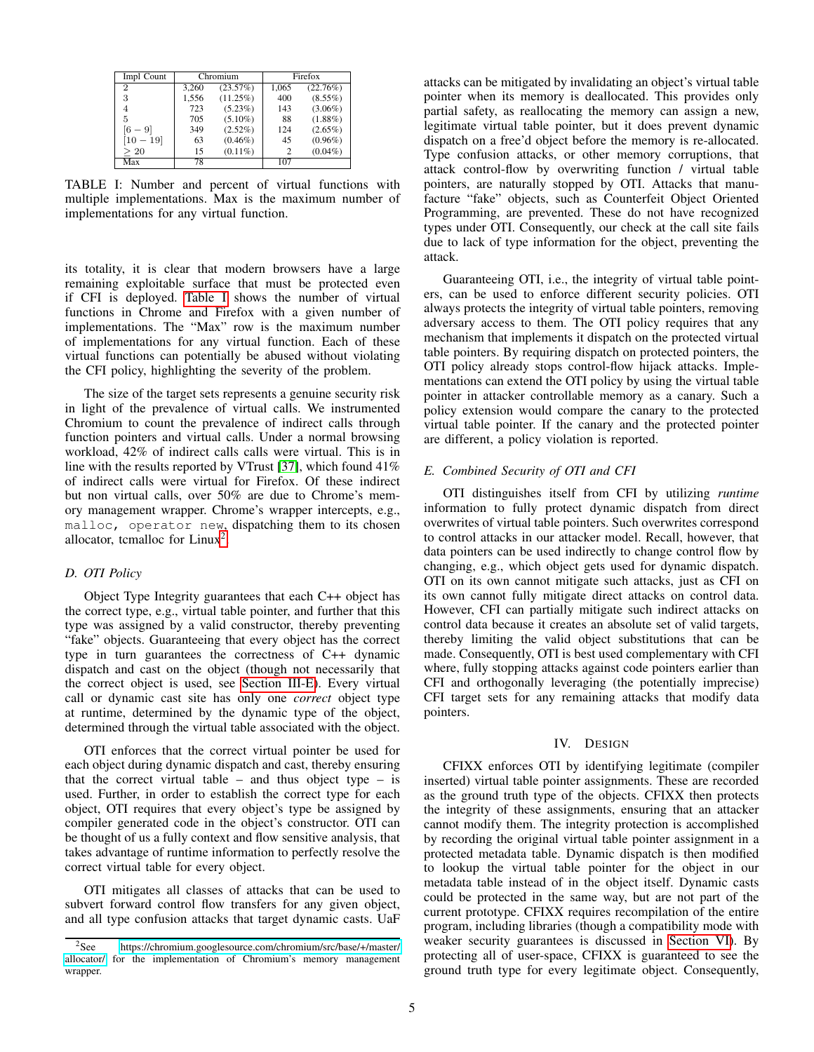| Impl Count | Chromium | | Firefox | |
|---|---|---|---|---|
| 2 | 3,260 | (23.57%) | 1,065 | (22.76%) |
| 3 | 1,556 | (11.25%) | 400 | (8.55%) |
| 4 | 723 | (5.23%) | 143 | (3.06%) |
| 5 | 705 | (5.10%) | 88 | (1.88%) |
| $[6-9]$ | 349 | (2.52%) | 124 | (2.65%) |
| $[10-19]$ | 63 | (0.46%) | 45 | (0.96%) |
| $\geq 20$ | 15 | (0.11%) | 2 | (0.04%) |
| Max | 78 | | 107 | |

TABLE I: Number and percent of virtual functions with multiple implementations. Max is the maximum number of implementations for any virtual function.

its totality, it is clear that modern browsers have a large remaining exploitable surface that must be protected even if CFI is deployed. Table I shows the number of virtual functions in Chrome and Firefox with a given number of implementations. The "Max" row is the maximum number of implementations for any virtual function. Each of these virtual functions can potentially be abused without violating the CFI policy, highlighting the severity of the problem.

The size of the target sets represents a genuine security risk in light of the prevalence of virtual calls. We instrumented Chromium to count the prevalence of indirect calls through function pointers and virtual calls. Under a normal browsing workload, 42% of indirect calls calls were virtual. This is in line with the results reported by VTrust [37], which found 41% of indirect calls were virtual for Firefox. Of these indirect but non virtual calls, over 50% are due to Chrome's memory management wrapper. Chrome's wrapper intercepts, e.g., `malloc, operator new`, dispatching them to its chosen allocator, tcmalloc for Linux[2].

### D. OTI Policy

Object Type Integrity guarantees that each C++ object has the correct type, e.g., virtual table pointer, and further that this type was assigned by a valid constructor, thereby preventing "fake" objects. Guaranteeing that every object has the correct type in turn guarantees the correctness of C++ dynamic dispatch and cast on the object (though not necessarily that the correct object is used, see Section III-E). Every virtual call or dynamic cast site has only one *correct* object type at runtime, determined by the dynamic type of the object, determined through the virtual table associated with the object.

OTI enforces that the correct virtual pointer be used for each object during dynamic dispatch and cast, thereby ensuring that the correct virtual table – and thus object type – is used. Further, in order to establish the correct type for each object, OTI requires that every object's type be assigned by compiler generated code in the object's constructor. OTI can be thought of us a fully context and flow sensitive analysis, that takes advantage of runtime information to perfectly resolve the correct virtual table for every object.

OTI mitigates all classes of attacks that can be used to subvert forward control flow transfers for any given object, and all type confusion attacks that target dynamic casts. UaF attacks can be mitigated by invalidating an object's virtual table pointer when its memory is deallocated. This provides only partial safety, as reallocating the memory can assign a new, legitimate virtual table pointer, but it does prevent dynamic dispatch on a free'd object before the memory is re-allocated. Type confusion attacks, or other memory corruptions, that attack control-flow by overwriting function / virtual table pointers, are naturally stopped by OTI. Attacks that manufacture "fake" objects, such as Counterfeit Object Oriented Programming, are prevented. These do not have recognized types under OTI. Consequently, our check at the call site fails due to lack of type information for the object, preventing the attack.

Guaranteeing OTI, i.e., the integrity of virtual table pointers, can be used to enforce different security policies. OTI always protects the integrity of virtual table pointers, removing adversary access to them. The OTI policy requires that any mechanism that implements it dispatch on the protected virtual table pointers. By requiring dispatch on protected pointers, the OTI policy already stops control-flow hijack attacks. Implementations can extend the OTI policy by using the virtual table pointer in attacker controllable memory as a canary. Such a policy extension would compare the canary to the protected virtual table pointer. If the canary and the protected pointer are different, a policy violation is reported.

### E. Combined Security of OTI and CFI

OTI distinguishes itself from CFI by utilizing *runtime* information to fully protect dynamic dispatch from direct overwrites of virtual table pointers. Such overwrites correspond to control attacks in our attacker model. Recall, however, that data pointers can be used indirectly to change control flow by changing, e.g., which object gets used for dynamic dispatch. OTI on its own cannot mitigate such attacks, just as CFI on its own cannot fully mitigate direct attacks on control data. However, CFI can partially mitigate such indirect attacks on control data because it creates an absolute set of valid targets, thereby limiting the valid object substitutions that can be made. Consequently, OTI is best used complementary with CFI where, fully stopping attacks against code pointers earlier than CFI and orthogonally leveraging (the potentially imprecise) CFI target sets for any remaining attacks that modify data pointers.

## IV. Design

CFIXX enforces OTI by identifying legitimate (compiler inserted) virtual table pointer assignments. These are recorded as the ground truth type of the objects. CFIXX then protects the integrity of these assignments, ensuring that an attacker cannot modify them. The integrity protection is accomplished by recording the original virtual table pointer assignment in a protected metadata table. Dynamic dispatch is then modified to lookup the virtual table pointer for the object in our metadata table instead of in the object itself. Dynamic casts could be protected in the same way, but are not part of the current prototype. CFIXX requires recompilation of the entire program, including libraries (though a compatibility mode with weaker security guarantees is discussed in Section VI). By protecting all of user-space, CFIXX is guaranteed to see the ground truth type for every legitimate object. Consequently,

[2] See https://chromium.googlesource.com/chromium/src/base/+/master/allocator/ for the implementation of Chromium's memory management wrapper.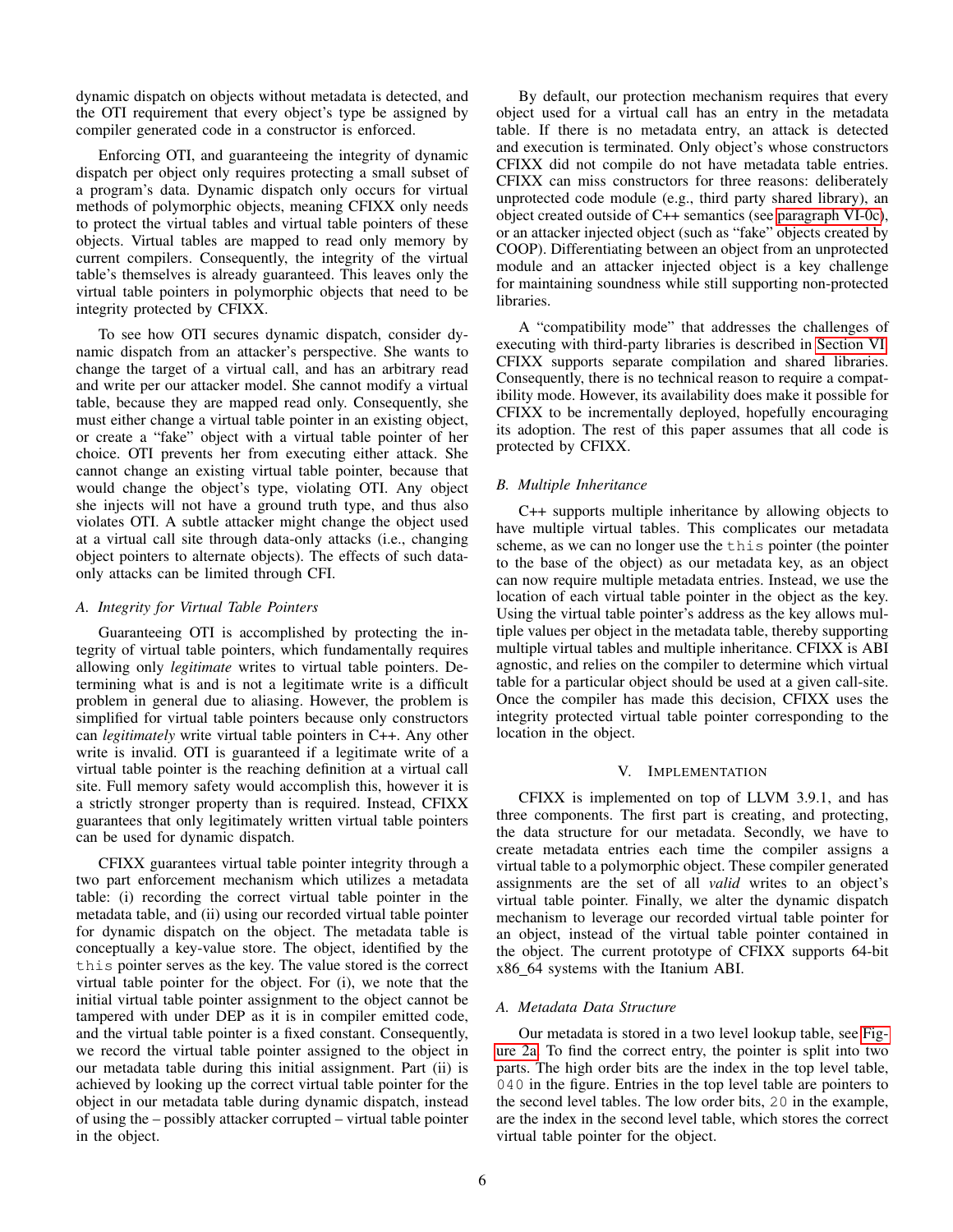dynamic dispatch on objects without metadata is detected, and the OTI requirement that every object's type be assigned by compiler generated code in a constructor is enforced.

Enforcing OTI, and guaranteeing the integrity of dynamic dispatch per object only requires protecting a small subset of a program's data. Dynamic dispatch only occurs for virtual methods of polymorphic objects, meaning CFIXX only needs to protect the virtual tables and virtual table pointers of these objects. Virtual tables are mapped to read only memory by current compilers. Consequently, the integrity of the virtual table's themselves is already guaranteed. This leaves only the virtual table pointers in polymorphic objects that need to be integrity protected by CFIXX.

To see how OTI secures dynamic dispatch, consider dynamic dispatch from an attacker's perspective. She wants to change the target of a virtual call, and has an arbitrary read and write per our attacker model. She cannot modify a virtual table, because they are mapped read only. Consequently, she must either change a virtual table pointer in an existing object, or create a "fake" object with a virtual table pointer of her choice. OTI prevents her from executing either attack. She cannot change an existing virtual table pointer, because that would change the object's type, violating OTI. Any object she injects will not have a ground truth type, and thus also violates OTI. A subtle attacker might change the object used at a virtual call site through data-only attacks (i.e., changing object pointers to alternate objects). The effects of such data-only attacks can be limited through CFI.

### A. Integrity for Virtual Table Pointers

Guaranteeing OTI is accomplished by protecting the integrity of virtual table pointers, which fundamentally requires allowing only *legitimate* writes to virtual table pointers. Determining what is and is not a legitimate write is a difficult problem in general due to aliasing. However, the problem is simplified for virtual table pointers because only constructors can *legitimately* write virtual table pointers in C++. Any other write is invalid. OTI is guaranteed if a legitimate write of a virtual table pointer is the reaching definition at a virtual call site. Full memory safety would accomplish this, however it is a strictly stronger property than is required. Instead, CFIXX guarantees that only legitimately written virtual table pointers can be used for dynamic dispatch.

CFIXX guarantees virtual table pointer integrity through a two part enforcement mechanism which utilizes a metadata table: (i) recording the correct virtual table pointer in the metadata table, and (ii) using our recorded virtual table pointer for dynamic dispatch on the object. The metadata table is conceptually a key-value store. The object, identified by the `this` pointer serves as the key. The value stored is the correct virtual table pointer for the object. For (i), we note that the initial virtual table pointer assignment to the object cannot be tampered with under DEP as it is in compiler emitted code, and the virtual table pointer is a fixed constant. Consequently, we record the virtual table pointer assigned to the object in our metadata table during this initial assignment. Part (ii) is achieved by looking up the correct virtual table pointer for the object in our metadata table during dynamic dispatch, instead of using the – possibly attacker corrupted – virtual table pointer in the object.

By default, our protection mechanism requires that every object used for a virtual call has an entry in the metadata table. If there is no metadata entry, an attack is detected and execution is terminated. Only object's whose constructors CFIXX did not compile do not have metadata table entries. CFIXX can miss constructors for three reasons: deliberately unprotected code module (e.g., third party shared library), an object created outside of C++ semantics (see paragraph VI-0c), or an attacker injected object (such as "fake" objects created by COOP). Differentiating between an object from an unprotected module and an attacker injected object is a key challenge for maintaining soundness while still supporting non-protected libraries.

A "compatibility mode" that addresses the challenges of executing with third-party libraries is described in Section VI. CFIXX supports separate compilation and shared libraries. Consequently, there is no technical reason to require a compatibility mode. However, its availability does make it possible for CFIXX to be incrementally deployed, hopefully encouraging its adoption. The rest of this paper assumes that all code is protected by CFIXX.

### B. Multiple Inheritance

C++ supports multiple inheritance by allowing objects to have multiple virtual tables. This complicates our metadata scheme, as we can no longer use the `this` pointer (the pointer to the base of the object) as our metadata key, as an object can now require multiple metadata entries. Instead, we use the location of each virtual table pointer in the object as the key. Using the virtual table pointer's address as the key allows multiple values per object in the metadata table, thereby supporting multiple virtual tables and multiple inheritance. CFIXX is ABI agnostic, and relies on the compiler to determine which virtual table for a particular object should be used at a given call-site. Once the compiler has made this decision, CFIXX uses the integrity protected virtual table pointer corresponding to the location in the object.

## V. Implementation

CFIXX is implemented on top of LLVM 3.9.1, and has three components. The first part is creating, and protecting, the data structure for our metadata. Secondly, we have to create metadata entries each time the compiler assigns a virtual table to a polymorphic object. These compiler generated assignments are the set of all *valid* writes to an object's virtual table pointer. Finally, we alter the dynamic dispatch mechanism to leverage our recorded virtual table pointer for an object, instead of the virtual table pointer contained in the object. The current prototype of CFIXX supports 64-bit x86_64 systems with the Itanium ABI.

### A. Metadata Data Structure

Our metadata is stored in a two level lookup table, see Figure 2a. To find the correct entry, the pointer is split into two parts. The high order bits are the index in the top level table, `040` in the figure. Entries in the top level table are pointers to the second level tables. The low order bits, `20` in the example, are the index in the second level table, which stores the correct virtual table pointer for the object.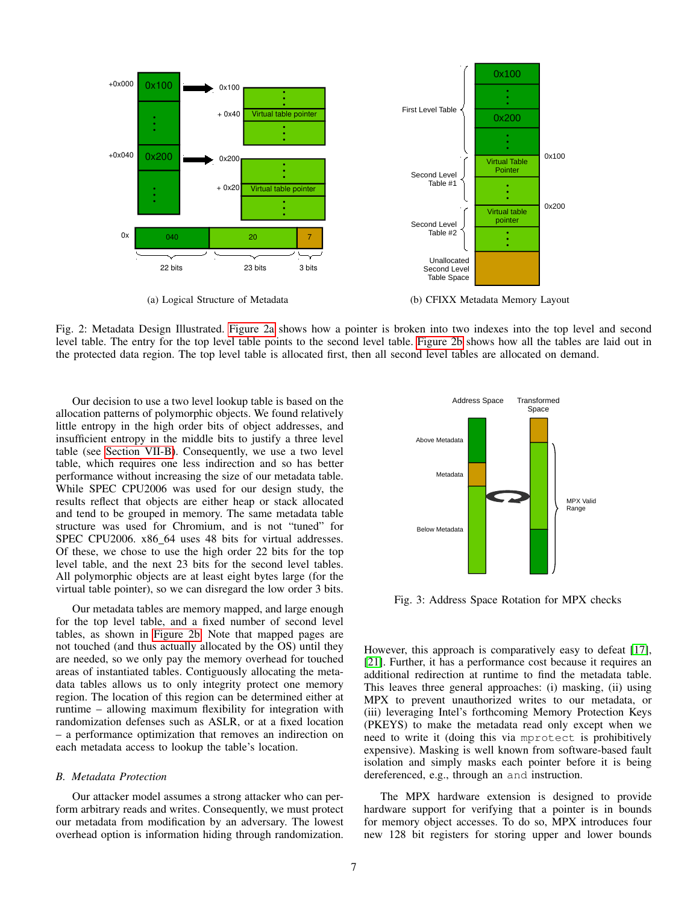(a) Logical Structure of Metadata

(b) CFIXX Metadata Memory Layout

Fig. 2: Metadata Design Illustrated. Figure 2a shows how a pointer is broken into two indexes into the top level and second level table. The entry for the top level table points to the second level table. Figure 2b shows how all the tables are laid out in the protected data region. The top level table is allocated first, then all second level tables are allocated on demand.

Our decision to use a two level lookup table is based on the allocation patterns of polymorphic objects. We found relatively little entropy in the high order bits of object addresses, and insufficient entropy in the middle bits to justify a three level table (see Section VII-B). Consequently, we use a two level table, which requires one less indirection and so has better performance without increasing the size of our metadata table. While SPEC CPU2006 was used for our design study, the results reflect that objects are either heap or stack allocated and tend to be grouped in memory. The same metadata table structure was used for Chromium, and is not "tuned" for SPEC CPU2006. x86_64 uses 48 bits for virtual addresses. Of these, we chose to use the high order 22 bits for the top level table, and the next 23 bits for the second level tables. All polymorphic objects are at least eight bytes large (for the virtual table pointer), so we can disregard the low order 3 bits.

Our metadata tables are memory mapped, and large enough for the top level table, and a fixed number of second level tables, as shown in Figure 2b. Note that mapped pages are not touched (and thus actually allocated by the OS) until they are needed, so we only pay the memory overhead for touched areas of instantiated tables. Contiguously allocating the metadata tables allows us to only integrity protect one memory region. The location of this region can be determined either at runtime – allowing maximum flexibility for integration with randomization defenses such as ASLR, or at a fixed location – a performance optimization that removes an indirection on each metadata access to lookup the table's location.

### B. Metadata Protection

Our attacker model assumes a strong attacker who can perform arbitrary reads and writes. Consequently, we must protect our metadata from modification by an adversary. The lowest overhead option is information hiding through randomization.

Fig. 3: Address Space Rotation for MPX checks

However, this approach is comparatively easy to defeat [17], [21]. Further, it has a performance cost because it requires an additional redirection at runtime to find the metadata table. This leaves three general approaches: (i) masking, (ii) using MPX to prevent unauthorized writes to our metadata, or (iii) leveraging Intel's forthcoming Memory Protection Keys (PKEYS) to make the metadata read only except when we need to write it (doing this via `mprotect` is prohibitively expensive). Masking is well known from software-based fault isolation and simply masks each pointer before it is being dereferenced, e.g., through an `and` instruction.

The MPX hardware extension is designed to provide hardware support for verifying that a pointer is in bounds for memory object accesses. To do so, MPX introduces four new 128 bit registers for storing upper and lower bounds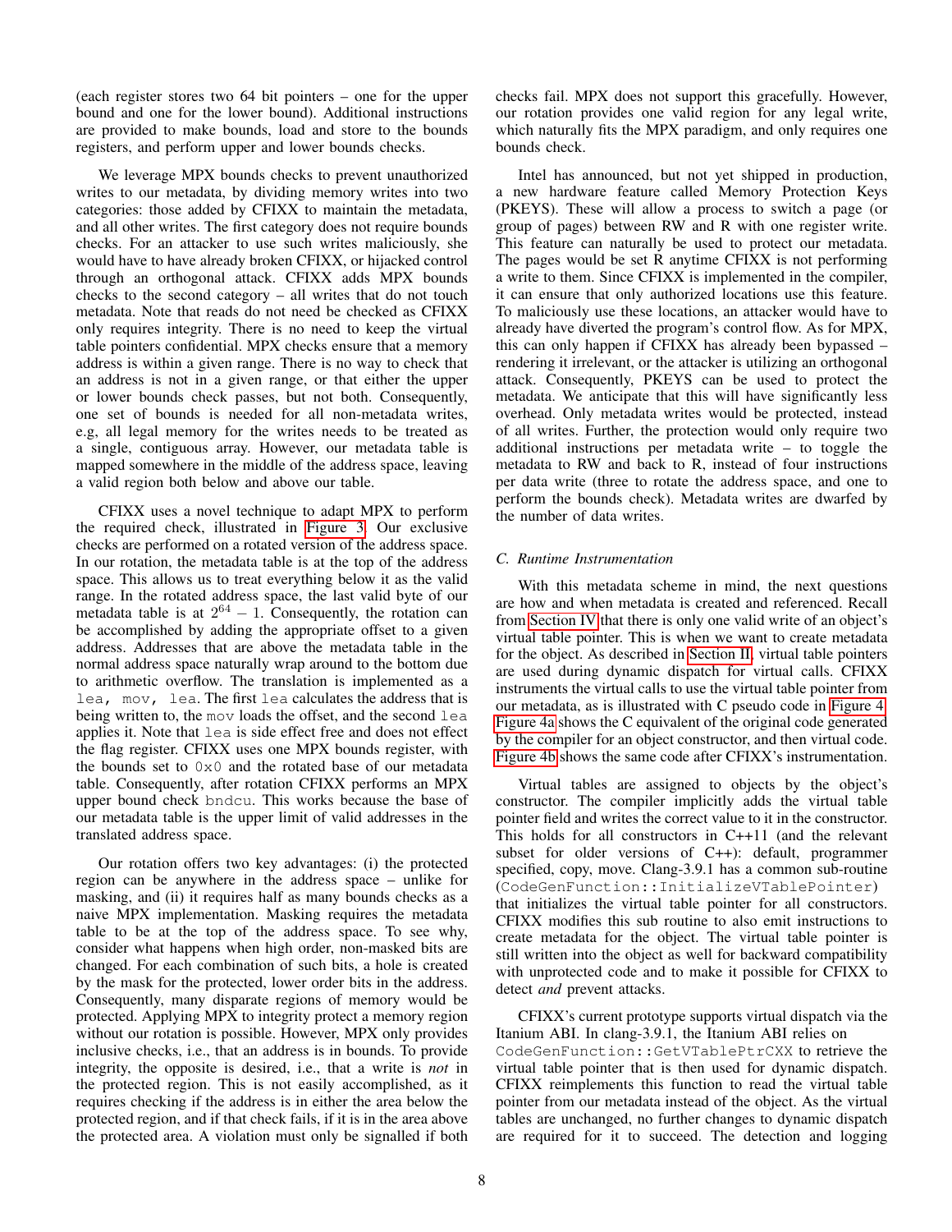(each register stores two 64 bit pointers – one for the upper bound and one for the lower bound). Additional instructions are provided to make bounds, load and store to the bounds registers, and perform upper and lower bounds checks.

We leverage MPX bounds checks to prevent unauthorized writes to our metadata, by dividing memory writes into two categories: those added by CFIXX to maintain the metadata, and all other writes. The first category does not require bounds checks. For an attacker to use such writes maliciously, she would have to have already broken CFIXX, or hijacked control through an orthogonal attack. CFIXX adds MPX bounds checks to the second category – all writes that do not touch metadata. Note that reads do not need be checked as CFIXX only requires integrity. There is no need to keep the virtual table pointers confidential. MPX checks ensure that a memory address is within a given range. There is no way to check that an address is not in a given range, or that either the upper or lower bounds check passes, but not both. Consequently, one set of bounds is needed for all non-metadata writes, e.g, all legal memory for the writes needs to be treated as a single, contiguous array. However, our metadata table is mapped somewhere in the middle of the address space, leaving a valid region both below and above our table.

CFIXX uses a novel technique to adapt MPX to perform the required check, illustrated in Figure 3. Our exclusive checks are performed on a rotated version of the address space. In our rotation, the metadata table is at the top of the address space. This allows us to treat everything below it as the valid range. In the rotated address space, the last valid byte of our metadata table is at $2^{64} - 1$. Consequently, the rotation can be accomplished by adding the appropriate offset to a given address. Addresses that are above the metadata table in the normal address space naturally wrap around to the bottom due to arithmetic overflow. The translation is implemented as a `lea, mov, lea`. The first `lea` calculates the address that is being written to, the `mov` loads the offset, and the second `lea` applies it. Note that `lea` is side effect free and does not effect the flag register. CFIXX uses one MPX bounds register, with the bounds set to `0x0` and the rotated base of our metadata table. Consequently, after rotation CFIXX performs an MPX upper bound check `bndcu`. This works because the base of our metadata table is the upper limit of valid addresses in the translated address space.

Our rotation offers two key advantages: (i) the protected region can be anywhere in the address space – unlike for masking, and (ii) it requires half as many bounds checks as a naive MPX implementation. Masking requires the metadata table to be at the top of the address space. To see why, consider what happens when high order, non-masked bits are changed. For each combination of such bits, a hole is created by the mask for the protected, lower order bits in the address. Consequently, many disparate regions of memory would be protected. Applying MPX to integrity protect a memory region without our rotation is possible. However, MPX only provides inclusive checks, i.e., that an address is in bounds. To provide integrity, the opposite is desired, i.e., that a write is *not* in the protected region. This is not easily accomplished, as it requires checking if the address is in either the area below the protected region, and if that check fails, if it is in the area above the protected area. A violation must only be signalled if both checks fail. MPX does not support this gracefully. However, our rotation provides one valid region for any legal write, which naturally fits the MPX paradigm, and only requires one bounds check.

Intel has announced, but not yet shipped in production, a new hardware feature called Memory Protection Keys (PKEYS). These will allow a process to switch a page (or group of pages) between RW and R with one register write. This feature can naturally be used to protect our metadata. The pages would be set R anytime CFIXX is not performing a write to them. Since CFIXX is implemented in the compiler, it can ensure that only authorized locations use this feature. To maliciously use these locations, an attacker would have to already have diverted the program's control flow. As for MPX, this can only happen if CFIXX has already been bypassed – rendering it irrelevant, or the attacker is utilizing an orthogonal attack. Consequently, PKEYS can be used to protect the metadata. We anticipate that this will have significantly less overhead. Only metadata writes would be protected, instead of all writes. Further, the protection would only require two additional instructions per metadata write – to toggle the metadata to RW and back to R, instead of four instructions per data write (three to rotate the address space, and one to perform the bounds check). Metadata writes are dwarfed by the number of data writes.

### C. Runtime Instrumentation

With this metadata scheme in mind, the next questions are how and when metadata is created and referenced. Recall from Section IV that there is only one valid write of an object's virtual table pointer. This is when we want to create metadata for the object. As described in Section II, virtual table pointers are used during dynamic dispatch for virtual calls. CFIXX instruments the virtual calls to use the virtual table pointer from our metadata, as is illustrated with C pseudo code in Figure 4. Figure 4a shows the C equivalent of the original code generated by the compiler for an object constructor, and then virtual code. Figure 4b shows the same code after CFIXX's instrumentation.

Virtual tables are assigned to objects by the object's constructor. The compiler implicitly adds the virtual table pointer field and writes the correct value to it in the constructor. This holds for all constructors in C++11 (and the relevant subset for older versions of C++): default, programmer specified, copy, move. Clang-3.9.1 has a common sub-routine (`CodeGenFunction::InitializeVTablePointer`) that initializes the virtual table pointer for all constructors. CFIXX modifies this sub routine to also emit instructions to create metadata for the object. The virtual table pointer is still written into the object as well for backward compatibility with unprotected code and to make it possible for CFIXX to detect *and* prevent attacks.

CFIXX's current prototype supports virtual dispatch via the Itanium ABI. In clang-3.9.1, the Itanium ABI relies on `CodeGenFunction::GetVTablePtrCXX` to retrieve the virtual table pointer that is then used for dynamic dispatch. CFIXX reimplements this function to read the virtual table pointer from our metadata instead of the object. As the virtual tables are unchanged, no further changes to dynamic dispatch are required for it to succeed. The detection and logging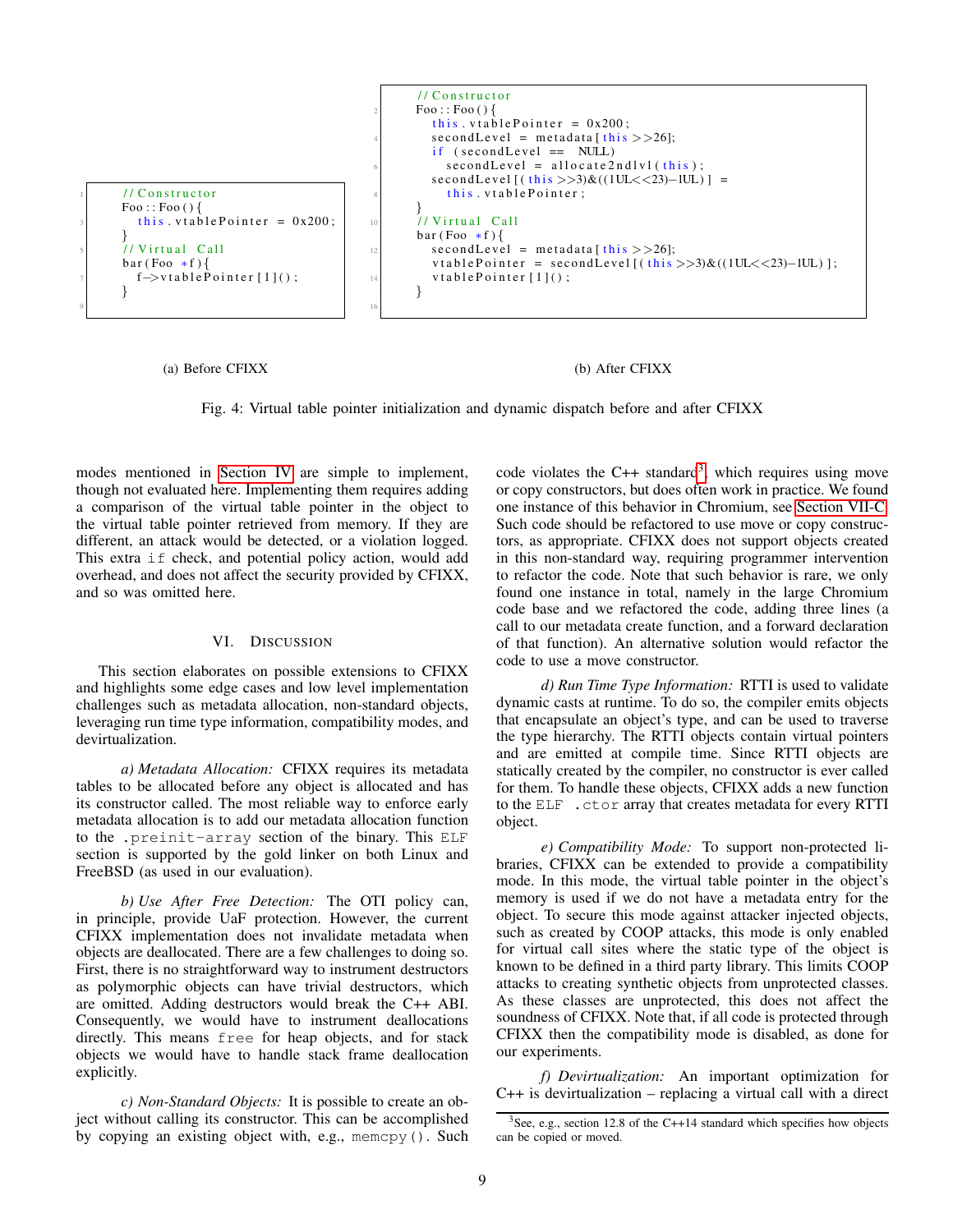```
// Constructor
Foo::Foo(){
  this.vtablePointer = 0x200;
}
// Virtual Call
bar(Foo *f){
  f->vtablePointer[1]();
}
```

(a) Before CFIXX

```
// Constructor
Foo::Foo(){
  this.vtablePointer = 0x200;
  secondLevel = metadata[this>>26];
  if (secondLevel == NULL)
    secondLevel = allocate2ndlvl(this);
  secondLevel[(this>>3)&((1UL<<23)-1UL)] =
    this.vtablePointer;
}
// Virtual Call
bar(Foo *f){
  secondLevel = metadata[this>>26];
  vtablePointer = secondLevel[(this>>3)&((1UL<<23)-1UL)];
  vtablePointer[1]();
}
```

(b) After CFIXX

Fig. 4: Virtual table pointer initialization and dynamic dispatch before and after CFIXX

modes mentioned in Section IV are simple to implement, though not evaluated here. Implementing them requires adding a comparison of the virtual table pointer in the object to the virtual table pointer retrieved from memory. If they are different, an attack would be detected, or a violation logged. This extra `if` check, and potential policy action, would add overhead, and does not affect the security provided by CFIXX, and so was omitted here.

## VI. Discussion

This section elaborates on possible extensions to CFIXX and highlights some edge cases and low level implementation challenges such as metadata allocation, non-standard objects, leveraging run time type information, compatibility modes, and devirtualization.

*a) Metadata Allocation:* CFIXX requires its metadata tables to be allocated before any object is allocated and has its constructor called. The most reliable way to enforce early metadata allocation is to add our metadata allocation function to the `.preinit-array` section of the binary. This ELF section is supported by the gold linker on both Linux and FreeBSD (as used in our evaluation).

*b) Use After Free Detection:* The OTI policy can, in principle, provide UaF protection. However, the current CFIXX implementation does not invalidate metadata when objects are deallocated. There are a few challenges to doing so. First, there is no straightforward way to instrument destructors as polymorphic objects can have trivial destructors, which are omitted. Adding destructors would break the C++ ABI. Consequently, we would have to instrument deallocations directly. This means `free` for heap objects, and for stack objects we would have to handle stack frame deallocation explicitly.

*c) Non-Standard Objects:* It is possible to create an object without calling its constructor. This can be accomplished by copying an existing object with, e.g., `memcpy()`. Such code violates the C++ standard[3], which requires using move or copy constructors, but does often work in practice. We found one instance of this behavior in Chromium, see Section VII-C. Such code should be refactored to use move or copy constructors, as appropriate. CFIXX does not support objects created in this non-standard way, requiring programmer intervention to refactor the code. Note that such behavior is rare, we only found one instance in total, namely in the large Chromium code base and we refactored the code, adding three lines (a call to our metadata create function, and a forward declaration of that function). An alternative solution would refactor the code to use a move constructor.

*d) Run Time Type Information:* RTTI is used to validate dynamic casts at runtime. To do so, the compiler emits objects that encapsulate an object's type, and can be used to traverse the type hierarchy. The RTTI objects contain virtual pointers and are emitted at compile time. Since RTTI objects are statically created by the compiler, no constructor is ever called for them. To handle these objects, CFIXX adds a new function to the ELF `.ctor` array that creates metadata for every RTTI object.

*e) Compatibility Mode:* To support non-protected libraries, CFIXX can be extended to provide a compatibility mode. In this mode, the virtual table pointer in the object's memory is used if we do not have a metadata entry for the object. To secure this mode against attacker injected objects, such as created by COOP attacks, this mode is only enabled for virtual call sites where the static type of the object is known to be defined in a third party library. This limits COOP attacks to creating synthetic objects from unprotected classes. As these classes are unprotected, this does not affect the soundness of CFIXX. Note that, if all code is protected through CFIXX then the compatibility mode is disabled, as done for our experiments.

*f) Devirtualization:* An important optimization for C++ is devirtualization – replacing a virtual call with a direct

[3] See, e.g., section 12.8 of the C++14 standard which specifies how objects can be copied or moved.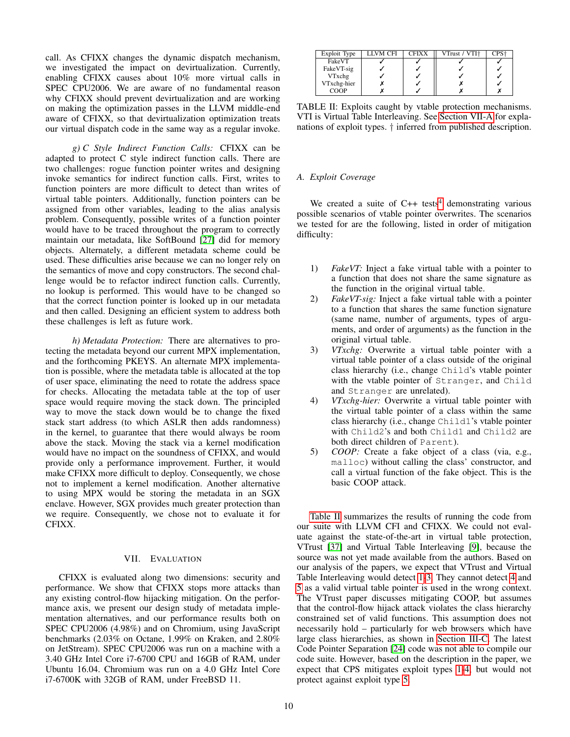call. As CFIXX changes the dynamic dispatch mechanism, we investigated the impact on devirtualization. Currently, enabling CFIXX causes about 10% more virtual calls in SPEC CPU2006. We are aware of no fundamental reason why CFIXX should prevent devirtualization and are working on making the optimization passes in the LLVM middle-end aware of CFIXX, so that devirtualization optimization treats our virtual dispatch code in the same way as a regular invoke.

*g) C Style Indirect Function Calls:* CFIXX can be adapted to protect C style indirect function calls. There are two challenges: rogue function pointer writes and designing invoke semantics for indirect function calls. First, writes to function pointers are more difficult to detect than writes of virtual table pointers. Additionally, function pointers can be assigned from other variables, leading to the alias analysis problem. Consequently, possible writes of a function pointer would have to be traced throughout the program to correctly maintain our metadata, like SoftBound [27] did for memory objects. Alternately, a different metadata scheme could be used. These difficulties arise because we can no longer rely on the semantics of move and copy constructors. The second challenge would be to refactor indirect function calls. Currently, no lookup is performed. This would have to be changed so that the correct function pointer is looked up in our metadata and then called. Designing an efficient system to address both these challenges is left as future work.

*h) Metadata Protection:* There are alternatives to protecting the metadata beyond our current MPX implementation, and the forthcoming PKEYS. An alternate MPX implementation is possible, where the metadata table is allocated at the top of user space, eliminating the need to rotate the address space for checks. Allocating the metadata table at the top of user space would require moving the stack down. The principled way to move the stack down would be to change the fixed stack start address (to which ASLR then adds randomness) in the kernel, to guarantee that there would always be room above the stack. Moving the stack via a kernel modification would have no impact on the soundness of CFIXX, and would provide only a performance improvement. Further, it would make CFIXX more difficult to deploy. Consequently, we chose not to implement a kernel modification. Another alternative to using MPX would be storing the metadata in an SGX enclave. However, SGX provides much greater protection than we require. Consequently, we chose not to evaluate it for CFIXX.

## VII. Evaluation

CFIXX is evaluated along two dimensions: security and performance. We show that CFIXX stops more attacks than any existing control-flow hijacking mitigation. On the performance axis, we present our design study of metadata implementation alternatives, and our performance results both on SPEC CPU2006 (4.98%) and on Chromium, using JavaScript benchmarks (2.03% on Octane, 1.99% on Kraken, and 2.80% on JetStream). SPEC CPU2006 was run on a machine with a 3.40 GHz Intel Core i7-6700 CPU and 16GB of RAM, under Ubuntu 16.04. Chromium was run on a 4.0 GHz Intel Core i7-6700K with 32GB of RAM, under FreeBSD 11.

| Exploit Type | LLVM CFI | CFIXX | VTrust / VTI† | CPS† |
|---|---|---|---|---|
| FakeVT | ✓ | ✓ | ✓ | ✓ |
| FakeVT-sig | ✓ | ✓ | ✓ | ✓ |
| VTxchg | ✓ | ✓ | ✓ | ✓ |
| VTxchg-hier | ✗ | ✓ | ✗ | ✓ |
| COOP | ✗ | ✓ | ✗ | ✗ |

TABLE II: Exploits caught by vtable protection mechanisms. VTI is Virtual Table Interleaving. See Section VII-A for explanations of exploit types. † inferred from published description.

### A. Exploit Coverage

We created a suite of C++ tests[4] demonstrating various possible scenarios of vtable pointer overwrites. The scenarios we tested for are the following, listed in order of mitigation difficulty:

1) *FakeVT:* Inject a fake virtual table with a pointer to a function that does not share the same signature as the function in the original virtual table.
2) *FakeVT-sig:* Inject a fake virtual table with a pointer to a function that shares the same function signature (same name, number of arguments, types of arguments, and order of arguments) as the function in the original virtual table.
3) *VTxchg:* Overwrite a virtual table pointer with a virtual table pointer of a class outside of the original class hierarchy (i.e., change `Child`'s vtable pointer with the vtable pointer of `Stranger`, and `Child` and `Stranger` are unrelated).
4) *VTxchg-hier:* Overwrite a virtual table pointer with the virtual table pointer of a class within the same class hierarchy (i.e., change `Child1`'s vtable pointer with `Child2`'s and both `Child1` and `Child2` are both direct children of `Parent`).
5) *COOP:* Create a fake object of a class (via, e.g., `malloc`) without calling the class' constructor, and call a virtual function of the fake object. This is the basic COOP attack.

Table II summarizes the results of running the code from our suite with LLVM CFI and CFIXX. We could not evaluate against the state-of-the-art in virtual table protection, VTrust [37] and Virtual Table Interleaving [9], because the source was not yet made available from the authors. Based on our analysis of the papers, we expect that VTrust and Virtual Table Interleaving would detect 1-3. They cannot detect 4 and 5 as a valid virtual table pointer is used in the wrong context. The VTrust paper discusses mitigating COOP, but assumes that the control-flow hijack attack violates the class hierarchy constrained set of valid functions. This assumption does not necessarily hold – particularly for web browsers which have large class hierarchies, as shown in Section III-C. The latest Code Pointer Separation [24] code was not able to compile our code suite. However, based on the description in the paper, we expect that CPS mitigates exploit types 1-4, but would not protect against exploit type 5.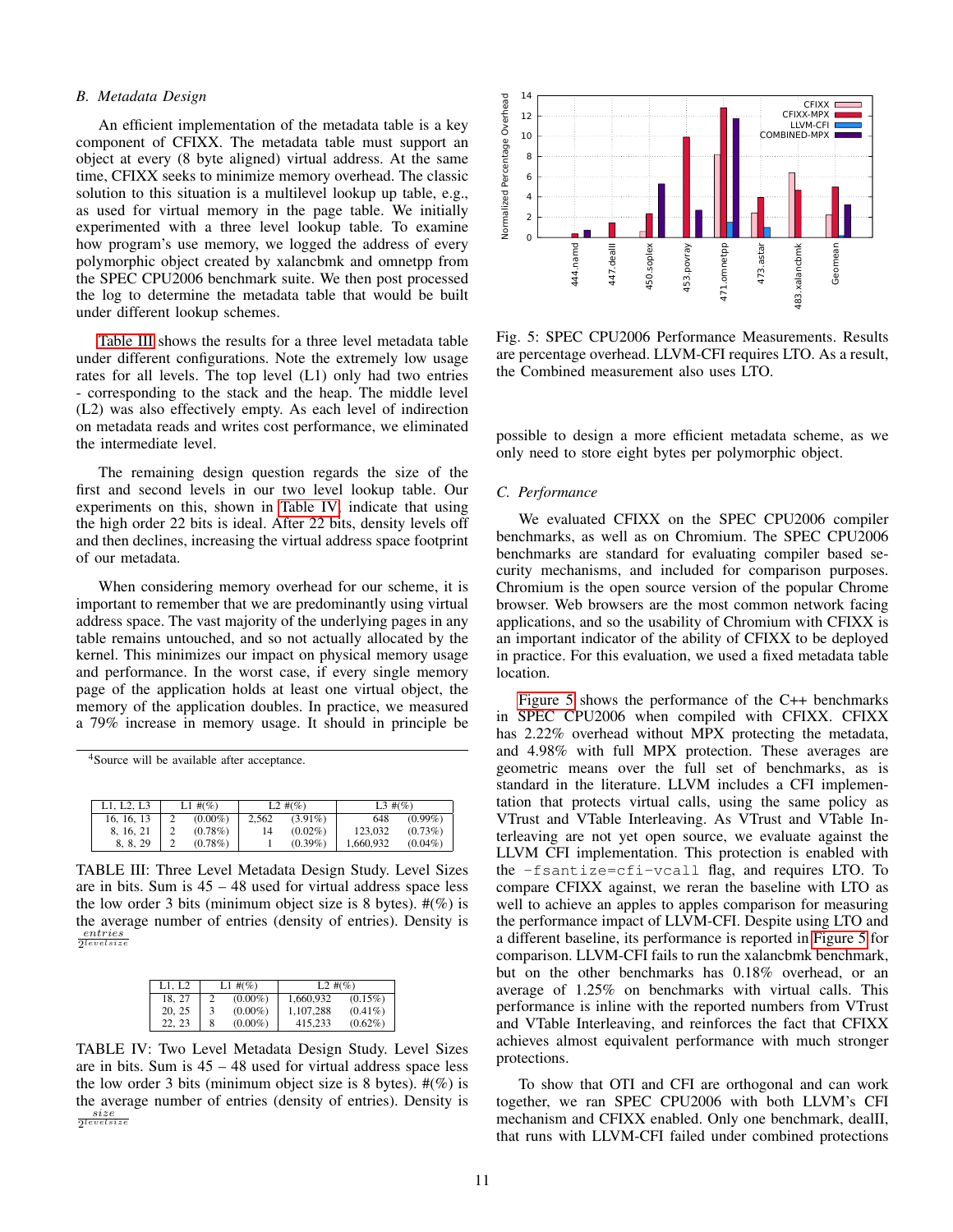### B. Metadata Design

An efficient implementation of the metadata table is a key component of CFIXX. The metadata table must support an object at every (8 byte aligned) virtual address. At the same time, CFIXX seeks to minimize memory overhead. The classic solution to this situation is a multilevel lookup up table, e.g., as used for virtual memory in the page table. We initially experimented with a three level lookup table. To examine how program's use memory, we logged the address of every polymorphic object created by xalancbmk and omnetpp from the SPEC CPU2006 benchmark suite. We then post processed the log to determine the metadata table that would be built under different lookup schemes.

Table III shows the results for a three level metadata table under different configurations. Note the extremely low usage rates for all levels. The top level (L1) only had two entries - corresponding to the stack and the heap. The middle level (L2) was also effectively empty. As each level of indirection on metadata reads and writes cost performance, we eliminated the intermediate level.

The remaining design question regards the size of the first and second levels in our two level lookup table. Our experiments on this, shown in Table IV, indicate that using the high order 22 bits is ideal. After 22 bits, density levels off and then declines, increasing the virtual address space footprint of our metadata.

When considering memory overhead for our scheme, it is important to remember that we are predominantly using virtual address space. The vast majority of the underlying pages in any table remains untouched, and so not actually allocated by the kernel. This minimizes our impact on physical memory usage and performance. In the worst case, if every single memory page of the application holds at least one virtual object, the memory of the application doubles. In practice, we measured a 79% increase in memory usage. It should in principle be possible to design a more efficient metadata scheme, as we only need to store eight bytes per polymorphic object.

[4]Source will be available after acceptance.

| L1, L2, L3 | L1 #(%) | | L2 #(%) | | L3 #(%) | |
|---|---|---|---|---|---|---|
| 16, 16, 13 | 2 | (0.00%) | 2,562 | (3.91%) | 648 | (0.99%) |
| 8, 16, 21 | 2 | (0.78%) | 14 | (0.02%) | 123,032 | (0.73%) |
| 8, 8, 29 | 2 | (0.78%) | 1 | (0.39%) | 1,660,932 | (0.04%) |

TABLE III: Three Level Metadata Design Study. Level Sizes are in bits. Sum is 45 – 48 used for virtual address space less the low order 3 bits (minimum object size is 8 bytes). #(%) is the average number of entries (density of entries). Density is $\frac{entries}{2^{levelsize}}$

| L1, L2 | L1 #(%) | | L2 #(%) | |
|---|---|---|---|---|
| 18, 27 | 2 | (0.00%) | 1,660,932 | (0.15%) |
| 20, 25 | 3 | (0.00%) | 1,107,288 | (0.41%) |
| 22, 23 | 8 | (0.00%) | 415,233 | (0.62%) |

TABLE IV: Two Level Metadata Design Study. Level Sizes are in bits. Sum is 45 – 48 used for virtual address space less the low order 3 bits (minimum object size is 8 bytes). #(%) is the average number of entries (density of entries). Density is $\frac{size}{2^{levelsize}}$

Fig. 5: SPEC CPU2006 Performance Measurements. Results are percentage overhead. LLVM-CFI requires LTO. As a result, the Combined measurement also uses LTO.

### C. Performance

We evaluated CFIXX on the SPEC CPU2006 compiler benchmarks, as well as on Chromium. The SPEC CPU2006 benchmarks are standard for evaluating compiler based security mechanisms, and included for comparison purposes. Chromium is the open source version of the popular Chrome browser. Web browsers are the most common network facing applications, and so the usability of Chromium with CFIXX is an important indicator of the ability of CFIXX to be deployed in practice. For this evaluation, we used a fixed metadata table location.

Figure 5 shows the performance of the C++ benchmarks in SPEC CPU2006 when compiled with CFIXX. CFIXX has 2.22% overhead without MPX protecting the metadata, and 4.98% with full MPX protection. These averages are geometric means over the full set of benchmarks, as is standard in the literature. LLVM includes a CFI implementation that protects virtual calls, using the same policy as VTrust and VTable Interleaving. As VTrust and VTable Interleaving are not yet open source, we evaluate against the LLVM CFI implementation. This protection is enabled with the `-fsantize=cfi-vcall` flag, and requires LTO. To compare CFIXX against, we reran the baseline with LTO as well to achieve an apples to apples comparison for measuring the performance impact of LLVM-CFI. Despite using LTO and a different baseline, its performance is reported in Figure 5 for comparison. LLVM-CFI fails to run the xalancbmk benchmark, but on the other benchmarks has 0.18% overhead, or an average of 1.25% on benchmarks with virtual calls. This performance is inline with the reported numbers from VTrust and VTable Interleaving, and reinforces the fact that CFIXX achieves almost equivalent performance with much stronger protections.

To show that OTI and CFI are orthogonal and can work together, we ran SPEC CPU2006 with both LLVM's CFI mechanism and CFIXX enabled. Only one benchmark, dealII, that runs with LLVM-CFI failed under combined protections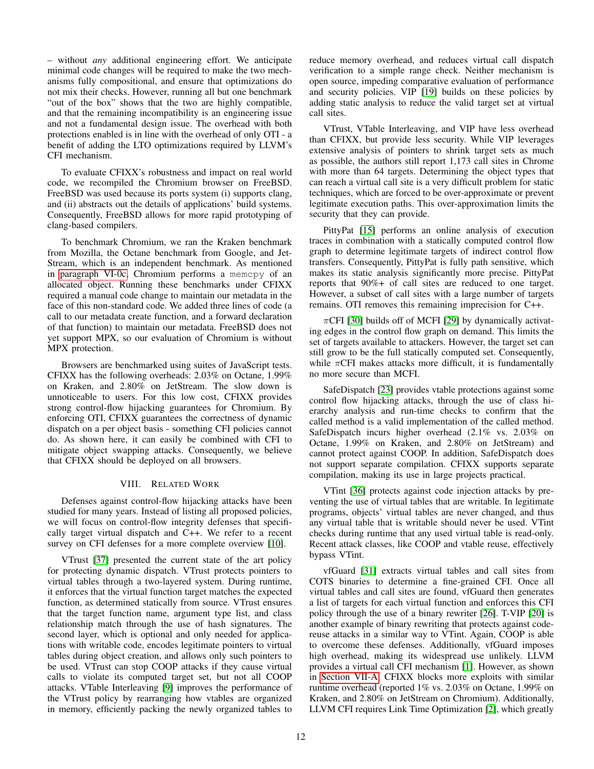– without *any* additional engineering effort. We anticipate minimal code changes will be required to make the two mechanisms fully compositional, and ensure that optimizations do not mix their checks. However, running all but one benchmark "out of the box" shows that the two are highly compatible, and that the remaining incompatibility is an engineering issue and not a fundamental design issue. The overhead with both protections enabled is in line with the overhead of only OTI - a benefit of adding the LTO optimizations required by LLVM's CFI mechanism.

To evaluate CFIXX's robustness and impact on real world code, we recompiled the Chromium browser on FreeBSD. FreeBSD was used because its ports system (i) supports clang, and (ii) abstracts out the details of applications' build systems. Consequently, FreeBSD allows for more rapid prototyping of clang-based compilers.

To benchmark Chromium, we ran the Kraken benchmark from Mozilla, the Octane benchmark from Google, and JetStream, which is an independent benchmark. As mentioned in paragraph VI-0c, Chromium performs a `memcpy` of an allocated object. Running these benchmarks under CFIXX required a manual code change to maintain our metadata in the face of this non-standard code. We added three lines of code (a call to our metadata create function, and a forward declaration of that function) to maintain our metadata. FreeBSD does not yet support MPX, so our evaluation of Chromium is without MPX protection.

Browsers are benchmarked using suites of JavaScript tests. CFIXX has the following overheads: 2.03% on Octane, 1.99% on Kraken, and 2.80% on JetStream. The slow down is unnoticeable to users. For this low cost, CFIXX provides strong control-flow hijacking guarantees for Chromium. By enforcing OTI, CFIXX guarantees the correctness of dynamic dispatch on a per object basis - something CFI policies cannot do. As shown here, it can easily be combined with CFI to mitigate object swapping attacks. Consequently, we believe that CFIXX should be deployed on all browsers.

## VIII. Related Work

Defenses against control-flow hijacking attacks have been studied for many years. Instead of listing all proposed policies, we will focus on control-flow integrity defenses that specifically target virtual dispatch and C++. We refer to a recent survey on CFI defenses for a more complete overview [10].

VTrust [37] presented the current state of the art policy for protecting dynamic dispatch. VTrust protects pointers to virtual tables through a two-layered system. During runtime, it enforces that the virtual function target matches the expected function, as determined statically from source. VTrust ensures that the target function name, argument type list, and class relationship match through the use of hash signatures. The second layer, which is optional and only needed for applications with writable code, encodes legitimate pointers to virtual tables during object creation, and allows only such pointers to be used. VTrust can stop COOP attacks if they cause virtual calls to violate its computed target set, but not all COOP attacks. VTable Interleaving [9] improves the performance of the VTrust policy by rearranging how vtables are organized in memory, efficiently packing the newly organized tables to reduce memory overhead, and reduces virtual call dispatch verification to a simple range check. Neither mechanism is open source, impeding comparative evaluation of performance and security policies. VIP [19] builds on these policies by adding static analysis to reduce the valid target set at virtual call sites.

VTrust, VTable Interleaving, and VIP have less overhead than CFIXX, but provide less security. While VIP leverages extensive analysis of pointers to shrink target sets as much as possible, the authors still report 1,173 call sites in Chrome with more than 64 targets. Determining the object types that can reach a virtual call site is a very difficult problem for static techniques, which are forced to be over-approximate or prevent legitimate execution paths. This over-approximation limits the security that they can provide.

PittyPat [15] performs an online analysis of execution traces in combination with a statically computed control flow graph to determine legitimate targets of indirect control flow transfers. Consequently, PittyPat is fully path sensitive, which makes its static analysis significantly more precise. PittyPat reports that 90%+ of call sites are reduced to one target. However, a subset of call sites with a large number of targets remains. OTI removes this remaining imprecision for C++.

$\pi$CFI [30] builds off of MCFI [29] by dynamically activating edges in the control flow graph on demand. This limits the set of targets available to attackers. However, the target set can still grow to be the full statically computed set. Consequently, while $\pi$CFI makes attacks more difficult, it is fundamentally no more secure than MCFI.

SafeDispatch [23] provides vtable protections against some control flow hijacking attacks, through the use of class hierarchy analysis and run-time checks to confirm that the called method is a valid implementation of the called method. SafeDispatch incurs higher overhead (2.1% vs. 2.03% on Octane, 1.99% on Kraken, and 2.80% on JetStream) and cannot protect against COOP. In addition, SafeDispatch does not support separate compilation. CFIXX supports separate compilation, making its use in large projects practical.

VTint [36] protects against code injection attacks by preventing the use of virtual tables that are writable. In legitimate programs, objects' virtual tables are never changed, and thus any virtual table that is writable should never be used. VTint checks during runtime that any used virtual table is read-only. Recent attack classes, like COOP and vtable reuse, effectively bypass VTint.

vfGuard [31] extracts virtual tables and call sites from COTS binaries to determine a fine-grained CFI. Once all virtual tables and call sites are found, vfGuard then generates a list of targets for each virtual function and enforces this CFI policy through the use of a binary rewriter [26]. T-VIP [20] is another example of binary rewriting that protects against code-reuse attacks in a similar way to VTint. Again, COOP is able to overcome these defenses. Additionally, vfGuard imposes high overhead, making its widespread use unlikely. LLVM provides a virtual call CFI mechanism [1]. However, as shown in Section VII-A, CFIXX blocks more exploits with similar runtime overhead (reported 1% vs. 2.03% on Octane, 1.99% on Kraken, and 2.80% on JetStream on Chromium). Additionally, LLVM CFI requires Link Time Optimization [2], which greatly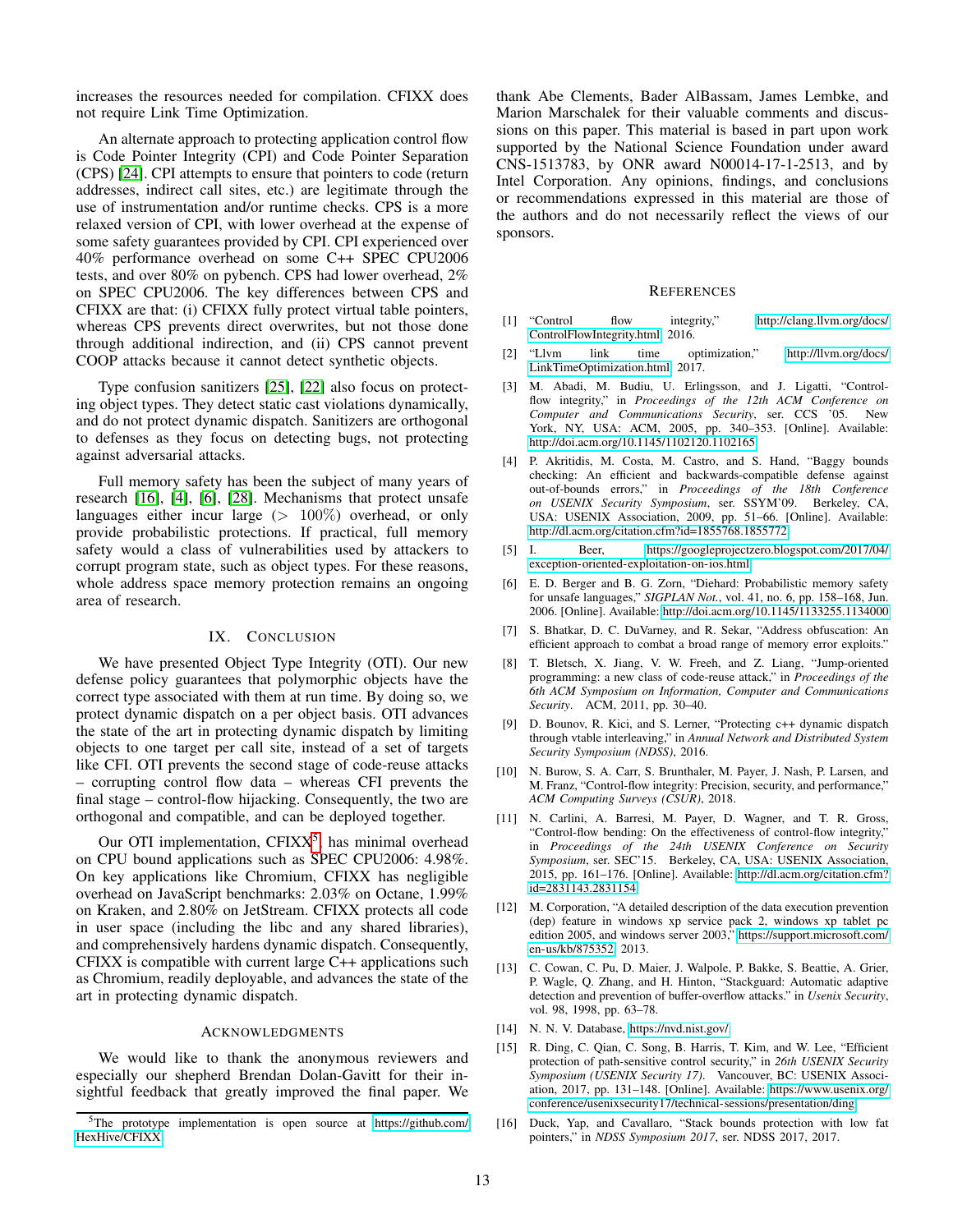increases the resources needed for compilation. CFIXX does not require Link Time Optimization.

An alternate approach to protecting application control flow is Code Pointer Integrity (CPI) and Code Pointer Separation (CPS) [24]. CPI attempts to ensure that pointers to code (return addresses, indirect call sites, etc.) are legitimate through the use of instrumentation and/or runtime checks. CPS is a more relaxed version of CPI, with lower overhead at the expense of some safety guarantees provided by CPI. CPI experienced over 40% performance overhead on some C++ SPEC CPU2006 tests, and over 80% on pybench. CPS had lower overhead, 2% on SPEC CPU2006. The key differences between CPS and CFIXX are that: (i) CFIXX fully protect virtual table pointers, whereas CPS prevents direct overwrites, but not those done through additional indirection, and (ii) CPS cannot prevent COOP attacks because it cannot detect synthetic objects.

Type confusion sanitizers [25], [22] also focus on protecting object types. They detect static cast violations dynamically, and do not protect dynamic dispatch. Sanitizers are orthogonal to defenses as they focus on detecting bugs, not protecting against adversarial attacks.

Full memory safety has been the subject of many years of research [16], [4], [6], [28]. Mechanisms that protect unsafe languages either incur large ($> 100\%$) overhead, or only provide probabilistic protections. If practical, full memory safety would a class of vulnerabilities used by attackers to corrupt program state, such as object types. For these reasons, whole address space memory protection remains an ongoing area of research.

## IX. Conclusion

We have presented Object Type Integrity (OTI). Our new defense policy guarantees that polymorphic objects have the correct type associated with them at run time. By doing so, we protect dynamic dispatch on a per object basis. OTI advances the state of the art in protecting dynamic dispatch by limiting objects to one target per call site, instead of a set of targets like CFI. OTI prevents the second stage of code-reuse attacks – corrupting control flow data – whereas CFI prevents the final stage – control-flow hijacking. Consequently, the two are orthogonal and compatible, and can be deployed together.

Our OTI implementation, CFIXX[5], has minimal overhead on CPU bound applications such as SPEC CPU2006: 4.98%. On key applications like Chromium, CFIXX has negligible overhead on JavaScript benchmarks: 2.03% on Octane, 1.99% on Kraken, and 2.80% on JetStream. CFIXX protects all code in user space (including the libc and any shared libraries), and comprehensively hardens dynamic dispatch. Consequently, CFIXX is compatible with current large C++ applications such as Chromium, readily deployable, and advances the state of the art in protecting dynamic dispatch.

[5] The prototype implementation is open source at https://github.com/HexHive/CFIXX

## Acknowledgments

We would like to thank the anonymous reviewers and especially our shepherd Brendan Dolan-Gavitt for their insightful feedback that greatly improved the final paper. We thank Abe Clements, Bader AlBassam, James Lembke, and Marion Marschalek for their valuable comments and discussions on this paper. This material is based in part upon work supported by the National Science Foundation under award CNS-1513783, by ONR award N00014-17-1-2513, and by Intel Corporation. Any opinions, findings, and conclusions or recommendations expressed in this material are those of the authors and do not necessarily reflect the views of our sponsors.

## References

[1] "Control flow integrity," http://clang.llvm.org/docs/ControlFlowIntegrity.html, 2016.

[2] "Llvm link time optimization," http://llvm.org/docs/LinkTimeOptimization.html, 2017.

[3] M. Abadi, M. Budiu, U. Erlingsson, and J. Ligatti, "Control-flow integrity," in *Proceedings of the 12th ACM Conference on Computer and Communications Security*, ser. CCS '05. New York, NY, USA: ACM, 2005, pp. 340–353. [Online]. Available: http://doi.acm.org/10.1145/1102120.1102165

[4] P. Akritidis, M. Costa, M. Castro, and S. Hand, "Baggy bounds checking: An efficient and backwards-compatible defense against out-of-bounds errors," in *Proceedings of the 18th Conference on USENIX Security Symposium*, ser. SSYM'09. Berkeley, CA, USA: USENIX Association, 2009, pp. 51–66. [Online]. Available: http://dl.acm.org/citation.cfm?id=1855768.1855772

[5] I. Beer, https://googleprojectzero.blogspot.com/2017/04/exception-oriented-exploitation-on-ios.html.

[6] E. D. Berger and B. G. Zorn, "Diehard: Probabilistic memory safety for unsafe languages," *SIGPLAN Not.*, vol. 41, no. 6, pp. 158–168, Jun. 2006. [Online]. Available: http://doi.acm.org/10.1145/1133255.1134000

[7] S. Bhatkar, D. C. DuVarney, and R. Sekar, "Address obfuscation: An efficient approach to combat a broad range of memory error exploits."

[8] T. Bletsch, X. Jiang, V. W. Freeh, and Z. Liang, "Jump-oriented programming: a new class of code-reuse attack," in *Proceedings of the 6th ACM Symposium on Information, Computer and Communications Security*. ACM, 2011, pp. 30–40.

[9] D. Bounov, R. Kici, and S. Lerner, "Protecting c++ dynamic dispatch through vtable interleaving," in *Annual Network and Distributed System Security Symposium (NDSS)*, 2016.

[10] N. Burow, S. A. Carr, S. Brunthaler, M. Payer, J. Nash, P. Larsen, and M. Franz, "Control-flow integrity: Precision, security, and performance," *ACM Computing Surveys (CSUR)*, 2018.

[11] N. Carlini, A. Barresi, M. Payer, D. Wagner, and T. R. Gross, "Control-flow bending: On the effectiveness of control-flow integrity," in *Proceedings of the 24th USENIX Conference on Security Symposium*, ser. SEC'15. Berkeley, CA, USA: USENIX Association, 2015, pp. 161–176. [Online]. Available: http://dl.acm.org/citation.cfm?id=2831143.2831154

[12] M. Corporation, "A detailed description of the data execution prevention (dep) feature in windows xp service pack 2, windows xp tablet pc edition 2005, and windows server 2003," https://support.microsoft.com/en-us/kb/875352, 2013.

[13] C. Cowan, C. Pu, D. Maier, J. Walpole, P. Bakke, S. Beattie, A. Grier, P. Wagle, Q. Zhang, and H. Hinton, "Stackguard: Automatic adaptive detection and prevention of buffer-overflow attacks." in *Usenix Security*, vol. 98, 1998, pp. 63–78.

[14] N. N. V. Database, https://nvd.nist.gov/.

[15] R. Ding, C. Qian, C. Song, B. Harris, T. Kim, and W. Lee, "Efficient protection of path-sensitive control security," in *26th USENIX Security Symposium (USENIX Security 17)*. Vancouver, BC: USENIX Association, 2017, pp. 131–148. [Online]. Available: https://www.usenix.org/conference/usenixsecurity17/technical-sessions/presentation/ding

[16] Duck, Yap, and Cavallaro, "Stack bounds protection with low fat pointers," in *NDSS Symposium 2017*, ser. NDSS 2017, 2017.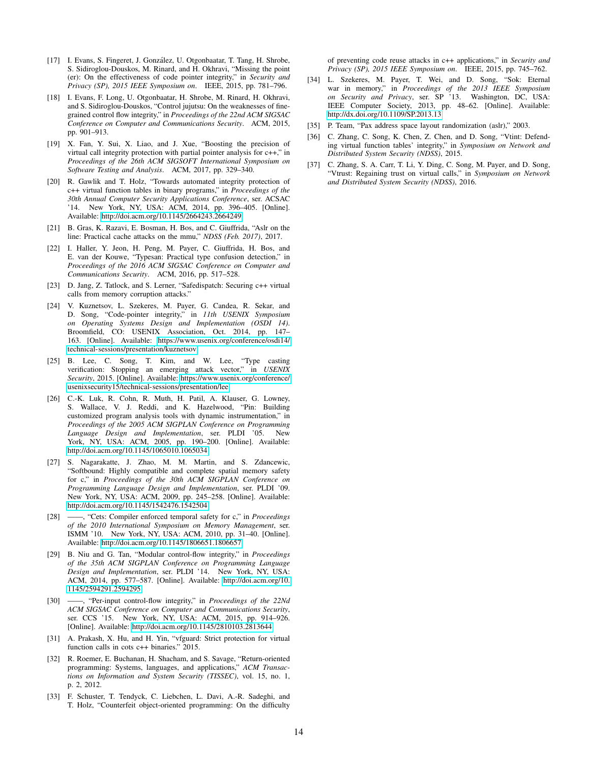[17] I. Evans, S. Fingeret, J. González, U. Otgonbaatar, T. Tang, H. Shrobe, S. Sidiroglou-Douskos, M. Rinard, and H. Okhravi, "Missing the point (er): On the effectiveness of code pointer integrity," in *Security and Privacy (SP), 2015 IEEE Symposium on*. IEEE, 2015, pp. 781–796.

[18] I. Evans, F. Long, U. Otgonbaatar, H. Shrobe, M. Rinard, H. Okhravi, and S. Sidiroglou-Douskos, "Control jujutsu: On the weaknesses of fine-grained control flow integrity," in *Proceedings of the 22nd ACM SIGSAC Conference on Computer and Communications Security*. ACM, 2015, pp. 901–913.

[19] X. Fan, Y. Sui, X. Liao, and J. Xue, "Boosting the precision of virtual call integrity protection with partial pointer analysis for c++," in *Proceedings of the 26th ACM SIGSOFT International Symposium on Software Testing and Analysis*. ACM, 2017, pp. 329–340.

[20] R. Gawlik and T. Holz, "Towards automated integrity protection of c++ virtual function tables in binary programs," in *Proceedings of the 30th Annual Computer Security Applications Conference*, ser. ACSAC '14. New York, NY, USA: ACM, 2014, pp. 396–405. [Online]. Available: http://doi.acm.org/10.1145/2664243.2664249

[21] B. Gras, K. Razavi, E. Bosman, H. Bos, and C. Giuffrida, "Aslr on the line: Practical cache attacks on the mmu," *NDSS (Feb. 2017)*, 2017.

[22] I. Haller, Y. Jeon, H. Peng, M. Payer, C. Giuffrida, H. Bos, and E. van der Kouwe, "Typesan: Practical type confusion detection," in *Proceedings of the 2016 ACM SIGSAC Conference on Computer and Communications Security*. ACM, 2016, pp. 517–528.

[23] D. Jang, Z. Tatlock, and S. Lerner, "Safedispatch: Securing c++ virtual calls from memory corruption attacks."

[24] V. Kuznetsov, L. Szekeres, M. Payer, G. Candea, R. Sekar, and D. Song, "Code-pointer integrity," in *11th USENIX Symposium on Operating Systems Design and Implementation (OSDI 14)*. Broomfield, CO: USENIX Association, Oct. 2014, pp. 147–163. [Online]. Available: https://www.usenix.org/conference/osdi14/technical-sessions/presentation/kuznetsov

[25] B. Lee, C. Song, T. Kim, and W. Lee, "Type casting verification: Stopping an emerging attack vector," in *USENIX Security*, 2015. [Online]. Available: https://www.usenix.org/conference/usenixsecurity15/technical-sessions/presentation/lee

[26] C.-K. Luk, R. Cohn, R. Muth, H. Patil, A. Klauser, G. Lowney, S. Wallace, V. J. Reddi, and K. Hazelwood, "Pin: Building customized program analysis tools with dynamic instrumentation," in *Proceedings of the 2005 ACM SIGPLAN Conference on Programming Language Design and Implementation*, ser. PLDI '05. New York, NY, USA: ACM, 2005, pp. 190–200. [Online]. Available: http://doi.acm.org/10.1145/1065010.1065034

[27] S. Nagarakatte, J. Zhao, M. M. Martin, and S. Zdancewic, "Softbound: Highly compatible and complete spatial memory safety for c," in *Proceedings of the 30th ACM SIGPLAN Conference on Programming Language Design and Implementation*, ser. PLDI '09. New York, NY, USA: ACM, 2009, pp. 245–258. [Online]. Available: http://doi.acm.org/10.1145/1542476.1542504

[28] ——, "Cets: Compiler enforced temporal safety for c," in *Proceedings of the 2010 International Symposium on Memory Management*, ser. ISMM '10. New York, NY, USA: ACM, 2010, pp. 31–40. [Online]. Available: http://doi.acm.org/10.1145/1806651.1806657

[29] B. Niu and G. Tan, "Modular control-flow integrity," in *Proceedings of the 35th ACM SIGPLAN Conference on Programming Language Design and Implementation*, ser. PLDI '14. New York, NY, USA: ACM, 2014, pp. 577–587. [Online]. Available: http://doi.acm.org/10.1145/2594291.2594295

[30] ——, "Per-input control-flow integrity," in *Proceedings of the 22Nd ACM SIGSAC Conference on Computer and Communications Security*, ser. CCS '15. New York, NY, USA: ACM, 2015, pp. 914–926. [Online]. Available: http://doi.acm.org/10.1145/2810103.2813644

[31] A. Prakash, X. Hu, and H. Yin, "vfguard: Strict protection for virtual function calls in cots c++ binaries." 2015.

[32] R. Roemer, E. Buchanan, H. Shacham, and S. Savage, "Return-oriented programming: Systems, languages, and applications," *ACM Transactions on Information and System Security (TISSEC)*, vol. 15, no. 1, p. 2, 2012.

[33] F. Schuster, T. Tendyck, C. Liebchen, L. Davi, A.-R. Sadeghi, and T. Holz, "Counterfeit object-oriented programming: On the difficulty of preventing code reuse attacks in c++ applications," in *Security and Privacy (SP), 2015 IEEE Symposium on*. IEEE, 2015, pp. 745–762.

[34] L. Szekeres, M. Payer, T. Wei, and D. Song, "Sok: Eternal war in memory," in *Proceedings of the 2013 IEEE Symposium on Security and Privacy*, ser. SP '13. Washington, DC, USA: IEEE Computer Society, 2013, pp. 48–62. [Online]. Available: http://dx.doi.org/10.1109/SP.2013.13

[35] P. Team, "Pax address space layout randomization (aslr)," 2003.

[36] C. Zhang, C. Song, K. Chen, Z. Chen, and D. Song, "Vtint: Defending virtual function tables' integrity," in *Symposium on Network and Distributed System Security (NDSS)*, 2015.

[37] C. Zhang, S. A. Carr, T. Li, Y. Ding, C. Song, M. Payer, and D. Song, "Vtrust: Regaining trust on virtual calls," in *Symposium on Network and Distributed System Security (NDSS)*, 2016.